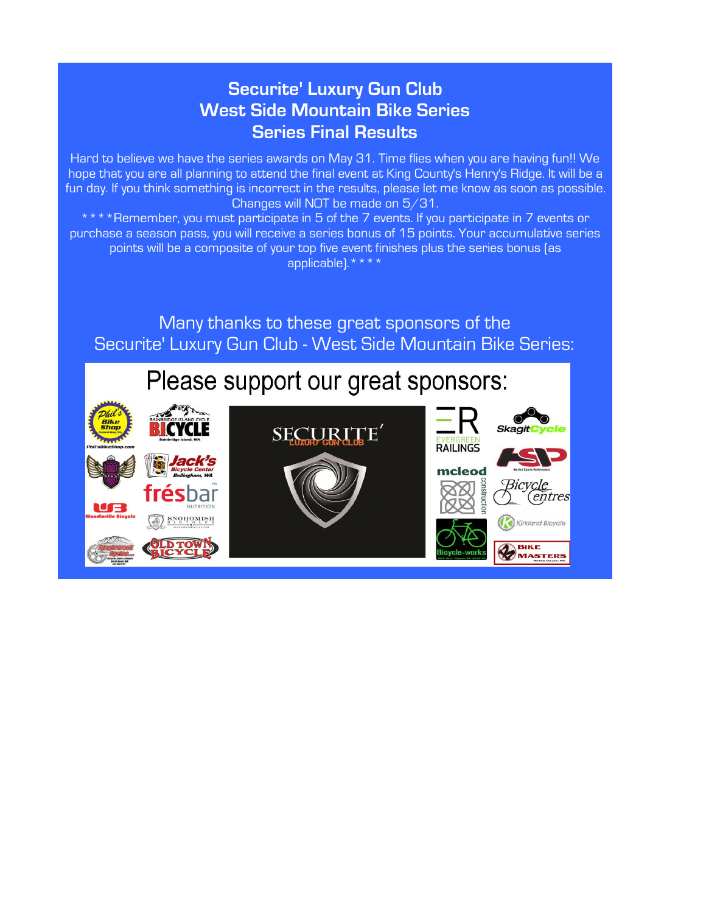# Securite' Luxury Gun Club
# West Side Mountain Bike Series
# Series Final Results

Hard to believe we have the series awards on May 31. Time flies when you are having fun!! We hope that you are all planning to attend the final event at King County's Henry's Ridge. It will be a fun day. If you think something is incorrect in the results, please let me know as soon as possible. Changes will NOT be made on 5/31.

* * * *Remember, you must participate in 5 of the 7 events. If you participate in 7 events or purchase a season pass, you will receive a series bonus of 15 points. Your accumulative series points will be a composite of your top five event finishes plus the series bonus (as applicable).* * * *

Many thanks to these great sponsors of the Securite' Luxury Gun Club - West Side Mountain Bike Series:

Please support our great sponsors: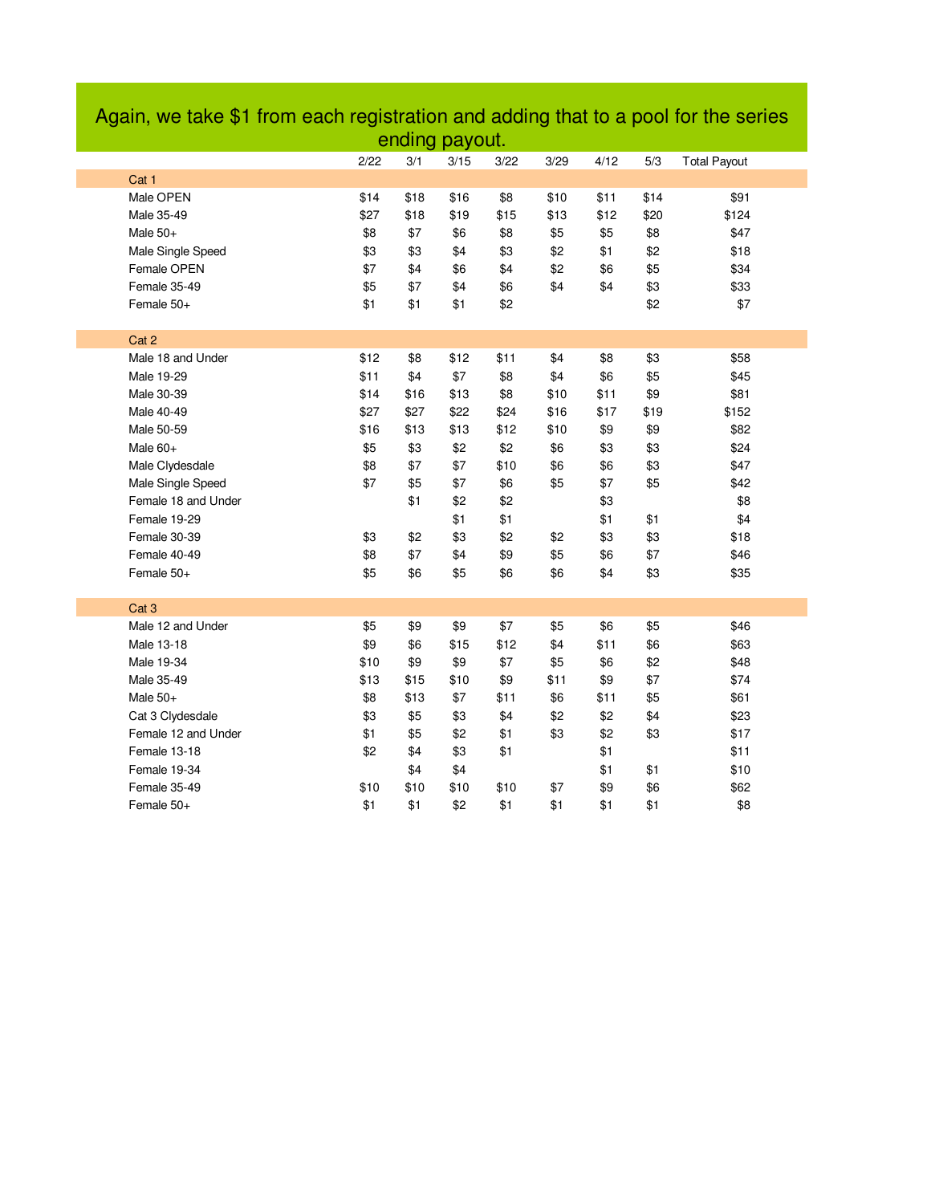# Again, we take $1 from each registration and adding that to a pool for the series ending payout.

| | 2/22 | 3/1 | 3/15 | 3/22 | 3/29 | 4/12 | 5/3 | Total Payout |
|---|---|---|---|---|---|---|---|---|
| **Cat 1** | | | | | | | | |
| Male OPEN | $14 | $18 | $16 | $8 | $10 | $11 | $14 | $91 |
| Male 35-49 | $27 | $18 | $19 | $15 | $13 | $12 | $20 | $124 |
| Male 50+ | $8 | $7 | $6 | $8 | $5 | $5 | $8 | $47 |
| Male Single Speed | $3 | $3 | $4 | $3 | $2 | $1 | $2 | $18 |
| Female OPEN | $7 | $4 | $6 | $4 | $2 | $6 | $5 | $34 |
| Female 35-49 | $5 | $7 | $4 | $6 | $4 | $4 | $3 | $33 |
| Female 50+ | $1 | $1 | $1 | $2 | | | $2 | $7 |
| **Cat 2** | | | | | | | | |
| Male 18 and Under | $12 | $8 | $12 | $11 | $4 | $8 | $3 | $58 |
| Male 19-29 | $11 | $4 | $7 | $8 | $4 | $6 | $5 | $45 |
| Male 30-39 | $14 | $16 | $13 | $8 | $10 | $11 | $9 | $81 |
| Male 40-49 | $27 | $27 | $22 | $24 | $16 | $17 | $19 | $152 |
| Male 50-59 | $16 | $13 | $13 | $12 | $10 | $9 | $9 | $82 |
| Male 60+ | $5 | $3 | $2 | $2 | $6 | $3 | $3 | $24 |
| Male Clydesdale | $8 | $7 | $7 | $10 | $6 | $6 | $3 | $47 |
| Male Single Speed | $7 | $5 | $7 | $6 | $5 | $7 | $5 | $42 |
| Female 18 and Under | | $1 | $2 | $2 | | $3 | | $8 |
| Female 19-29 | | | $1 | $1 | | $1 | $1 | $4 |
| Female 30-39 | $3 | $2 | $3 | $2 | $2 | $3 | $3 | $18 |
| Female 40-49 | $8 | $7 | $4 | $9 | $5 | $6 | $7 | $46 |
| Female 50+ | $5 | $6 | $5 | $6 | $6 | $4 | $3 | $35 |
| **Cat 3** | | | | | | | | |
| Male 12 and Under | $5 | $9 | $9 | $7 | $5 | $6 | $5 | $46 |
| Male 13-18 | $9 | $6 | $15 | $12 | $4 | $11 | $6 | $63 |
| Male 19-34 | $10 | $9 | $9 | $7 | $5 | $6 | $2 | $48 |
| Male 35-49 | $13 | $15 | $10 | $9 | $11 | $9 | $7 | $74 |
| Male 50+ | $8 | $13 | $7 | $11 | $6 | $11 | $5 | $61 |
| Cat 3 Clydesdale | $3 | $5 | $3 | $4 | $2 | $2 | $4 | $23 |
| Female 12 and Under | $1 | $5 | $2 | $1 | $3 | $2 | $3 | $17 |
| Female 13-18 | $2 | $4 | $3 | $1 | | $1 | | $11 |
| Female 19-34 | | $4 | $4 | | | $1 | $1 | $10 |
| Female 35-49 | $10 | $10 | $10 | $10 | $7 | $9 | $6 | $62 |
| Female 50+ | $1 | $1 | $2 | $1 | $1 | $1 | $1 | $8 |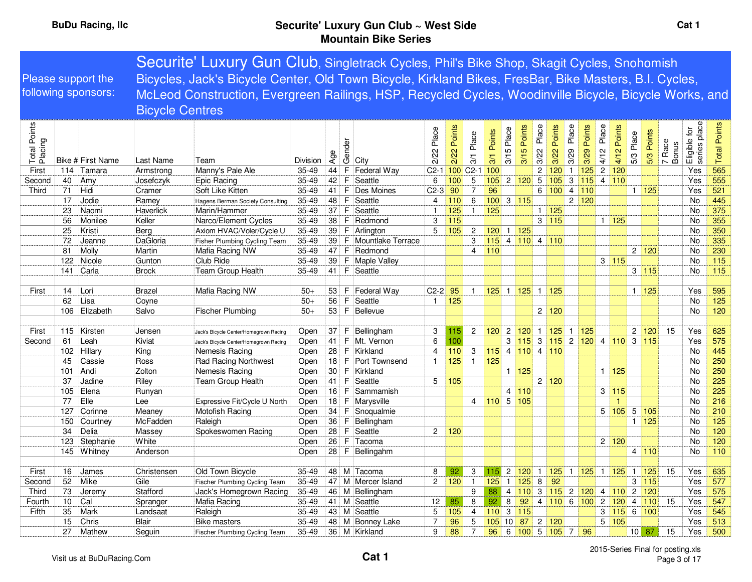Please support the following sponsors: **Securite' Luxury Gun Club**, Singletrack Cycles, Phil's Bike Shop, Skagit Cycles, Snohomish Bicycles, Jack's Bicycle Center, Old Town Bicycle, Kirkland Bikes, FresBar, Bike Masters, B.I. Cycles, McLeod Construction, Evergreen Railings, HSP, Recycled Cycles, Woodinville Bicycle, Bicycle Works, and Bicycle Centres

| Total Points Placing | Bike # | First Name | Last Name | Team | Division | Age | Gender | City | 2/22 Place | 2/22 Points | 3/1 Place | 3/1 Points | 3/15 Place | 3/15 Points | 3/22 Place | 3/22 Points | 3/29 Place | 3/29 Points | 4/12 Place | 4/12 Points | 5/3 Place | 5/3 Points | 7 Race Bonus | Eligible for series place | Total Points |
|---|---|---|---|---|---|---|---|---|---|---|---|---|---|---|---|---|---|---|---|---|---|---|---|---|---|
| First | 114 | Tamara | Armstrong | Manny's Pale Ale | 35-49 | 44 | F | Federal Way | C2-1 | 100 | C2-1 | 100 | | | 2 | 120 | 1 | 125 | 2 | 120 | | | | Yes | 565 |
| Second | 40 | Amy | Josefczyk | Epic Racing | 35-49 | 42 | F | Seattle | 6 | 100 | 5 | 105 | 2 | 120 | 5 | 105 | 3 | 115 | 4 | 110 | | | | Yes | 555 |
| Third | 71 | Hidi | Cramer | Soft Like Kitten | 35-49 | 41 | F | Des Moines | C2-3 | 90 | 7 | 96 | | | 6 | 100 | 4 | 110 | | | 1 | 125 | | Yes | 521 |
| | 17 | Jodie | Ramey | Hagens Berman Society Consulting | 35-49 | 48 | F | Seattle | 4 | 110 | 6 | 100 | 3 | 115 | | | 2 | 120 | | | | | | No | 445 |
| | 23 | Naomi | Haverlick | Marin/Hammer | 35-49 | 37 | F | Seattle | 1 | 125 | 1 | 125 | | | 1 | 125 | | | | | | | | No | 375 |
| | 56 | Monilee | Keller | Narco/Element Cycles | 35-49 | 38 | F | Redmond | 3 | 115 | | | | | 3 | 115 | | | 1 | 125 | | | | No | 355 |
| | 25 | Kristi | Berg | Axiom HVAC/Voler/Cycle U | 35-49 | 39 | F | Arlington | 5 | 105 | 2 | 120 | 1 | 125 | | | | | | | | | | No | 350 |
| | 72 | Jeanne | DaGloria | Fisher Plumbing Cycling Team | 35-49 | 39 | F | Mountlake Terrace | | | 3 | 115 | 4 | 110 | 4 | 110 | | | | | | | | No | 335 |
| | 81 | Molly | Martin | Mafia Racing NW | 35-49 | 47 | F | Redmond | | | 4 | 110 | | | | | | | | | 2 | 120 | | No | 230 |
| | 122 | Nicole | Gunton | Club Ride | 35-49 | 39 | F | Maple Valley | | | | | | | | | | | 3 | 115 | | | | No | 115 |
| | 141 | Carla | Brock | Team Group Health | 35-49 | 41 | F | Seattle | | | | | | | | | | | | | 3 | 115 | | No | 115 |
| | | | | | | | | | | | | | | | | | | | | | | | | | |
| First | 14 | Lori | Brazel | Mafia Racing NW | 50+ | 53 | F | Federal Way | C2-2 | 95 | 1 | 125 | 1 | 125 | 1 | 125 | | | | | 1 | 125 | | Yes | 595 |
| | 62 | Lisa | Coyne | | 50+ | 56 | F | Seattle | 1 | 125 | | | | | | | | | | | | | | No | 125 |
| | 106 | Elizabeth | Salvo | Fischer Plumbing | 50+ | 53 | F | Bellevue | | | | | | | 2 | 120 | | | | | | | | No | 120 |
| | | | | | | | | | | | | | | | | | | | | | | | | | |
| First | 115 | Kirsten | Jensen | Jack's Bicycle Center/Homegrown Racing | Open | 37 | F | Bellingham | 3 | 115 | 2 | 120 | 2 | 120 | 1 | 125 | 1 | 125 | | | 2 | 120 | 15 | Yes | 625 |
| Second | 61 | Leah | Kiviat | Jack's Bicycle Center/Homegrown Racing | Open | 41 | F | Mt. Vernon | 6 | 100 | | | 3 | 115 | 3 | 115 | 2 | 120 | 4 | 110 | 3 | 115 | | Yes | 575 |
| | 102 | Hillary | King | Nemesis Racing | Open | 28 | F | Kirkland | 4 | 110 | 3 | 115 | 4 | 110 | 4 | 110 | | | | | | | | No | 445 |
| | 45 | Cassie | Ross | Rad Racing Northwest | Open | 18 | F | Port Townsend | 1 | 125 | 1 | 125 | | | | | | | | | | | | No | 250 |
| | 101 | Andi | Zolton | Nemesis Racing | Open | 30 | F | Kirkland | | | | | 1 | 125 | | | | | 1 | 125 | | | | No | 250 |
| | 37 | Jadine | Riley | Team Group Health | Open | 41 | F | Seattle | 5 | 105 | | | | | 2 | 120 | | | | | | | | No | 225 |
| | 105 | Elena | Runyan | | Open | 16 | F | Sammamish | | | | | 4 | 110 | | | | | 3 | 115 | | | | No | 225 |
| | 77 | Elle | Lee | Expressive Fit/Cycle U North | Open | 18 | F | Marysville | | | 4 | 110 | 5 | 105 | | | | | | 1 | | | | No | 216 |
| | 127 | Corinne | Meaney | Motofish Racing | Open | 34 | F | Snoqualmie | | | | | | | | | | | 5 | 105 | 5 | 105 | | No | 210 |
| | 150 | Courtney | McFadden | Raleigh | Open | 36 | F | Bellingham | | | | | | | | | | | | | 1 | 125 | | No | 125 |
| | 34 | Delia | Massey | Spokeswomen Racing | Open | 28 | F | Seattle | 2 | 120 | | | | | | | | | | | | | | No | 120 |
| | 123 | Stephanie | White | | Open | 26 | F | Tacoma | | | | | | | | | | | 2 | 120 | | | | No | 120 |
| | 145 | Whitney | Anderson | | Open | 28 | F | Bellingahm | | | | | | | | | | | | | 4 | 110 | | No | 110 |
| | | | | | | | | | | | | | | | | | | | | | | | | | |
| First | 16 | James | Christensen | Old Town Bicycle | 35-49 | 48 | M | Tacoma | 8 | 92 | 3 | 115 | 2 | 120 | 1 | 125 | 1 | 125 | 1 | 125 | 1 | 125 | 15 | Yes | 635 |
| Second | 52 | Mike | Gile | Fischer Plumbing Cycling Team | 35-49 | 47 | M | Mercer Island | 2 | 120 | 1 | 125 | 1 | 125 | 8 | 92 | | | | | 3 | 115 | | Yes | 577 |
| Third | 73 | Jeremy | Stafford | Jack's Homegrown Racing | 35-49 | 46 | M | Bellingham | | | 9 | 88 | 4 | 110 | 3 | 115 | 2 | 120 | 4 | 110 | 2 | 120 | | Yes | 575 |
| Fourth | 10 | Cal | Spranger | Mafia Racing | 35-49 | 41 | M | Seattle | 12 | 85 | 8 | 92 | 8 | 92 | 4 | 110 | 6 | 100 | 2 | 120 | 4 | 110 | 15 | Yes | 547 |
| Fifth | 35 | Mark | Landsaat | Raleigh | 35-49 | 43 | M | Seattle | 5 | 105 | 4 | 110 | 3 | 115 | | | | | 3 | 115 | 6 | 100 | | Yes | 545 |
| | 15 | Chris | Blair | Bike masters | 35-49 | 48 | M | Bonney Lake | 7 | 96 | 5 | 105 | 10 | 87 | 2 | 120 | | | 5 | 105 | | | | Yes | 513 |
| | 27 | Mathew | Seguin | Fischer Plumbing Cycling Team | 35-49 | 36 | M | Kirkland | 9 | 88 | 7 | 96 | 6 | 100 | 5 | 105 | 7 | 96 | | | 10 | 87 | 15 | Yes | 500 |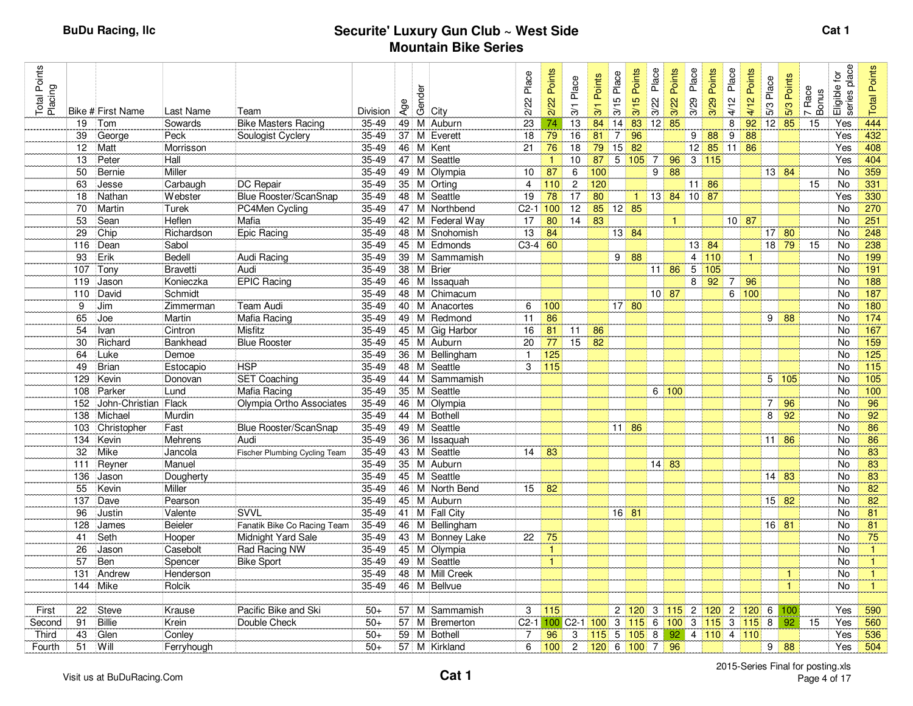**BuDu Racing, llc**

# Securite' Luxury Gun Club ~ West Side Mountain Bike Series

**Cat 1**

| Total Points Placing | Bike # | First Name | Last Name | Team | Division | Age | Gender | City | 2/22 Place | 2/22 Points | 3/1 Place | 3/1 Points | 3/15 Place | 3/15 Points | 3/22 Place | 3/22 Points | 3/29 Place | 3/29 Points | 4/12 Place | 4/12 Points | 5/3 Place | 5/3 Points | 7 Race Bonus | Eligible for series place | Total Points |
|---|---|---|---|---|---|---|---|---|---|---|---|---|---|---|---|---|---|---|---|---|---|---|---|---|---|
| | 19 | Tom | Sowards | Bike Masters Racing | 35-49 | 49 | M | Auburn | 23 | 74 | 13 | 84 | 14 | 83 | 12 | 85 | | | 8 | 92 | 12 | 85 | 15 | Yes | 444 |
| | 39 | George | Peck | Soulogist Cyclery | 35-49 | 37 | M | Everett | 18 | 79 | 16 | 81 | 7 | 96 | | | 9 | 88 | 9 | 88 | | | | Yes | 432 |
| | 12 | Matt | Morrisson | | 35-49 | 46 | M | Kent | 21 | 76 | 18 | 79 | 15 | 82 | | | 12 | 85 | 11 | 86 | | | | Yes | 408 |
| | 13 | Peter | Hall | | 35-49 | 47 | M | Seattle | | 1 | 10 | 87 | 5 | 105 | 7 | 96 | 3 | 115 | | | | | | Yes | 404 |
| | 50 | Bernie | Miller | | 35-49 | 49 | M | Olympia | 10 | 87 | 6 | 100 | | | 9 | 88 | | | | | 13 | 84 | | No | 359 |
| | 63 | Jesse | Carbaugh | DC Repair | 35-49 | 35 | M | Orting | 4 | 110 | 2 | 120 | | | | | 11 | 86 | | | | | 15 | No | 331 |
| | 18 | Nathan | Webster | Blue Rooster/ScanSnap | 35-49 | 48 | M | Seattle | 19 | 78 | 17 | 80 | | 1 | 13 | 84 | 10 | 87 | | | | | | Yes | 330 |
| | 70 | Martin | Turek | PC4Men Cycling | 35-49 | 47 | M | Northbend | C2-1 | 100 | 12 | 85 | 12 | 85 | | | | | | | | | | No | 270 |
| | 53 | Sean | Heflen | Mafia | 35-49 | 42 | M | Federal Way | 17 | 80 | 14 | 83 | | | | 1 | | | 10 | 87 | | | | No | 251 |
| | 29 | Chip | Richardson | Epic Racing | 35-49 | 48 | M | Snohomish | 13 | 84 | | | 13 | 84 | | | | | | | 17 | 80 | | No | 248 |
| | 116 | Dean | Sabol | | 35-49 | 45 | M | Edmonds | C3-4 | 60 | | | | | | | 13 | 84 | | | 18 | 79 | 15 | No | 238 |
| | 93 | Erik | Bedell | Audi Racing | 35-49 | 39 | M | Sammamish | | | | | 9 | 88 | | | 4 | 110 | | 1 | | | | No | 199 |
| | 107 | Tony | Bravetti | Audi | 35-49 | 38 | M | Brier | | | | | | | 11 | 86 | 5 | 105 | | | | | | No | 191 |
| | 119 | Jason | Konieczka | EPIC Racing | 35-49 | 46 | M | Issaquah | | | | | | | | | 8 | 92 | 7 | 96 | | | | No | 188 |
| | 110 | David | Schmidt | | 35-49 | 48 | M | Chimacum | | | | | | | 10 | 87 | | | 6 | 100 | | | | No | 187 |
| | 9 | Jim | Zimmerman | Team Audi | 35-49 | 40 | M | Anacortes | 6 | 100 | | | 17 | 80 | | | | | | | | | | No | 180 |
| | 65 | Joe | Martin | Mafia Racing | 35-49 | 49 | M | Redmond | 11 | 86 | | | | | | | | | | | 9 | 88 | | No | 174 |
| | 54 | Ivan | Cintron | Misfitz | 35-49 | 45 | M | Gig Harbor | 16 | 81 | 11 | 86 | | | | | | | | | | | | No | 167 |
| | 30 | Richard | Bankhead | Blue Rooster | 35-49 | 45 | M | Auburn | 20 | 77 | 15 | 82 | | | | | | | | | | | | No | 159 |
| | 64 | Luke | Demoe | | 35-49 | 36 | M | Bellingham | 1 | 125 | | | | | | | | | | | | | | No | 125 |
| | 49 | Brian | Estocapio | HSP | 35-49 | 48 | M | Seattle | 3 | 115 | | | | | | | | | | | | | | No | 115 |
| | 129 | Kevin | Donovan | SET Coaching | 35-49 | 44 | M | Sammamish | | | | | | | | | | | | | 5 | 105 | | No | 105 |
| | 108 | Parker | Lund | Mafia Racing | 35-49 | 35 | M | Seattle | | | | | | | 6 | 100 | | | | | | | | No | 100 |
| | 152 | John-Christian | Flack | Olympia Ortho Associates | 35-49 | 46 | M | Olympia | | | | | | | | | | | | | 7 | 96 | | No | 96 |
| | 138 | Michael | Murdin | | 35-49 | 44 | M | Bothell | | | | | | | | | | | | | 8 | 92 | | No | 92 |
| | 103 | Christopher | Fast | Blue Rooster/ScanSnap | 35-49 | 49 | M | Seattle | | | | | 11 | 86 | | | | | | | | | | No | 86 |
| | 134 | Kevin | Mehrens | Audi | 35-49 | 36 | M | Issaquah | | | | | | | | | | | | | 11 | 86 | | No | 86 |
| | 32 | Mike | Jancola | Fischer Plumbing Cycling Team | 35-49 | 43 | M | Seattle | 14 | 83 | | | | | | | | | | | | | | No | 83 |
| | 111 | Reyner | Manuel | | 35-49 | 35 | M | Auburn | | | | | | | 14 | 83 | | | | | | | | No | 83 |
| | 136 | Jason | Dougherty | | 35-49 | 45 | M | Seattle | | | | | | | | | | | | | 14 | 83 | | No | 83 |
| | 55 | Kevin | Miller | | 35-49 | 46 | M | North Bend | 15 | 82 | | | | | | | | | | | | | | No | 82 |
| | 137 | Dave | Pearson | | 35-49 | 45 | M | Auburn | | | | | | | | | | | | | 15 | 82 | | No | 82 |
| | 96 | Justin | Valente | SVVL | 35-49 | 41 | M | Fall City | | | | | 16 | 81 | | | | | | | | | | No | 81 |
| | 128 | James | Beieler | Fanatik Bike Co Racing Team | 35-49 | 46 | M | Bellingham | | | | | | | | | | | | | 16 | 81 | | No | 81 |
| | 41 | Seth | Hooper | Midnight Yard Sale | 35-49 | 43 | M | Bonney Lake | 22 | 75 | | | | | | | | | | | | | | No | 75 |
| | 26 | Jason | Casebolt | Rad Racing NW | 35-49 | 45 | M | Olympia | | 1 | | | | | | | | | | | | | | No | 1 |
| | 57 | Ben | Spencer | Bike Sport | 35-49 | 49 | M | Seattle | | 1 | | | | | | | | | | | | | | No | 1 |
| | 131 | Andrew | Henderson | | 35-49 | 48 | M | Mill Creek | | | | | | | | | | | | | | 1 | | No | 1 |
| | 144 | Mike | Rolcik | | 35-49 | 46 | M | Bellvue | | | | | | | | | | | | | | 1 | | No | 1 |
| | | | | | | | | | | | | | | | | | | | | | | | | | |
| First | 22 | Steve | Krause | Pacific Bike and Ski | 50+ | 57 | M | Sammamish | 3 | 115 | | | 2 | 120 | 3 | 115 | 2 | 120 | 2 | 120 | 6 | 100 | | Yes | 590 |
| Second | 91 | Billie | Krein | Double Check | 50+ | 57 | M | Bremerton | C2-1 | 100 | C2-1 | 100 | 3 | 115 | 6 | 100 | 3 | 115 | 3 | 115 | 8 | 92 | 15 | Yes | 560 |
| Third | 43 | Glen | Conley | | 50+ | 59 | M | Bothell | 7 | 96 | 3 | 115 | 5 | 105 | 8 | 92 | 4 | 110 | 4 | 110 | | | | Yes | 536 |
| Fourth | 51 | Will | Ferryhough | | 50+ | 57 | M | Kirkland | 6 | 100 | 2 | 120 | 6 | 100 | 7 | 96 | | | | | 9 | 88 | | Yes | 504 |

Visit us at BuDuRacing.Com

**Cat 1**

2015-Series Final for posting.xls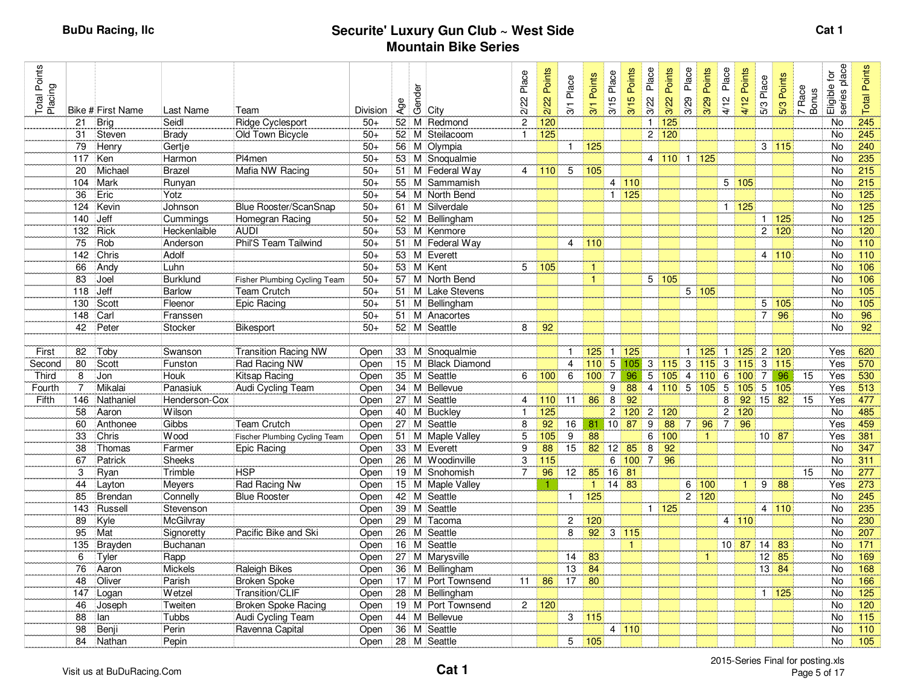**BuDu Racing, llc**

# Securite' Luxury Gun Club ~ West Side Mountain Bike Series

**Cat 1**

| Total Points Placing | Bike # | First Name | Last Name | Team | Division | Age | Gender | City | 2/22 Place | 2/22 Points | 3/1 Place | 3/1 Points | 3/15 Place | 3/15 Points | 3/22 Place | 3/22 Points | 3/29 Place | 3/29 Points | 4/12 Place | 4/12 Points | 5/3 Place | 5/3 Points | 7 Race Bonus | Eligible for series place | Total Points |
|---|---|---|---|---|---|---|---|---|---|---|---|---|---|---|---|---|---|---|---|---|---|---|---|---|---|
| | 21 | Brig | Seidl | Ridge Cyclesport | 50+ | 52 | M | Redmond | 2 | 120 | | | | | 1 | 125 | | | | | | | | No | 245 |
| | 31 | Steven | Brady | Old Town Bicycle | 50+ | 52 | M | Steilacoom | 1 | 125 | | | | | 2 | 120 | | | | | | | | No | 245 |
| | 79 | Henry | Gertje | | 50+ | 56 | M | Olympia | | | 1 | 125 | | | | | | | | | 3 | 115 | | No | 240 |
| | 117 | Ken | Harmon | Pl4men | 50+ | 53 | M | Snoqualmie | | | | | | | 4 | 110 | 1 | 125 | | | | | | No | 235 |
| | 20 | Michael | Brazel | Mafia NW Racing | 50+ | 51 | M | Federal Way | 4 | 110 | 5 | 105 | | | | | | | | | | | | No | 215 |
| | 104 | Mark | Runyan | | 50+ | 55 | M | Sammamish | | | | | 4 | 110 | | | | | 5 | 105 | | | | No | 215 |
| | 36 | Eric | Yotz | | 50+ | 54 | M | North Bend | | | | | 1 | 125 | | | | | | | | | | No | 125 |
| | 124 | Kevin | Johnson | Blue Rooster/ScanSnap | 50+ | 61 | M | Silverdale | | | | | | | | | | | 1 | 125 | | | | No | 125 |
| | 140 | Jeff | Cummings | Homegran Racing | 50+ | 52 | M | Bellingham | | | | | | | | | | | | | 1 | 125 | | No | 125 |
| | 132 | Rick | Heckenlaible | AUDI | 50+ | 53 | M | Kenmore | | | | | | | | | | | | | 2 | 120 | | No | 120 |
| | 75 | Rob | Anderson | Phil'S Team Tailwind | 50+ | 51 | M | Federal Way | | | 4 | 110 | | | | | | | | | | | | No | 110 |
| | 142 | Chris | Adolf | | 50+ | 53 | M | Everett | | | | | | | | | | | | | 4 | 110 | | No | 110 |
| | 66 | Andy | Luhn | | 50+ | 53 | M | Kent | 5 | 105 | | 1 | | | | | | | | | | | | No | 106 |
| | 83 | Joel | Burklund | Fisher Plumbing Cycling Team | 50+ | 57 | M | North Bend | | | | 1 | | | 5 | 105 | | | | | | | | No | 106 |
| | 118 | Jeff | Barlow | Team Crutch | 50+ | 51 | M | Lake Stevens | | | | | | | | | 5 | 105 | | | | | | No | 105 |
| | 130 | Scott | Fleenor | Epic Racing | 50+ | 51 | M | Bellingham | | | | | | | | | | | | | 5 | 105 | | No | 105 |
| | 148 | Carl | Franssen | | 50+ | 51 | M | Anacortes | | | | | | | | | | | | | 7 | 96 | | No | 96 |
| | 42 | Peter | Stocker | Bikesport | 50+ | 52 | M | Seattle | 8 | 92 | | | | | | | | | | | | | | No | 92 |
| | | | | | | | | | | | | | | | | | | | | | | | | | |
| First | 82 | Toby | Swanson | Transition Racing NW | Open | 33 | M | Snoqualmie | | | 1 | 125 | 1 | 125 | | | 1 | 125 | 1 | 125 | 2 | 120 | | Yes | 620 |
| Second | 80 | Scott | Funston | Rad Racing NW | Open | 15 | M | Black Diamond | | | 4 | 110 | 5 | 105 | 3 | 115 | 3 | 115 | 3 | 115 | 3 | 115 | | Yes | 570 |
| Third | 8 | Jon | Houk | Kitsap Racing | Open | 35 | M | Seattle | 6 | 100 | 6 | 100 | 7 | 96 | 5 | 105 | 4 | 110 | 6 | 100 | 7 | 96 | 15 | Yes | 530 |
| Fourth | 7 | Mikalai | Panasiuk | Audi Cycling Team | Open | 34 | M | Bellevue | | | | | 9 | 88 | 4 | 110 | 5 | 105 | 5 | 105 | 5 | 105 | | Yes | 513 |
| Fifth | 146 | Nathaniel | Henderson-Cox | | Open | 27 | M | Seattle | 4 | 110 | 11 | 86 | 8 | 92 | | | | | 8 | 92 | 15 | 82 | 15 | Yes | 477 |
| | 58 | Aaron | Wilson | | Open | 40 | M | Buckley | 1 | 125 | | | 2 | 120 | 2 | 120 | | | 2 | 120 | | | | No | 485 |
| | 60 | Anthonee | Gibbs | Team Crutch | Open | 27 | M | Seattle | 8 | 92 | 16 | 81 | 10 | 87 | 9 | 88 | 7 | 96 | 7 | 96 | | | | Yes | 459 |
| | 33 | Chris | Wood | Fischer Plumbing Cycling Team | Open | 51 | M | Maple Valley | 5 | 105 | 9 | 88 | | | 6 | 100 | | 1 | | | 10 | 87 | | Yes | 381 |
| | 38 | Thomas | Farmer | Epic Racing | Open | 33 | M | Everett | 9 | 88 | 15 | 82 | 12 | 85 | 8 | 92 | | | | | | | | No | 347 |
| | 67 | Patrick | Sheeks | | Open | 26 | M | Woodinville | 3 | 115 | | | 6 | 100 | 7 | 96 | | | | | | | | No | 311 |
| | 3 | Ryan | Trimble | HSP | Open | 19 | M | Snohomish | 7 | 96 | 12 | 85 | 16 | 81 | | | | | | | | | 15 | No | 277 |
| | 44 | Layton | Meyers | Rad Racing Nw | Open | 15 | M | Maple Valley | | 1 | | 1 | 14 | 83 | | | 6 | 100 | | 1 | 9 | 88 | | Yes | 273 |
| | 85 | Brendan | Connelly | Blue Rooster | Open | 42 | M | Seattle | | | 1 | 125 | | | | | 2 | 120 | | | | | | No | 245 |
| | 143 | Russell | Stevenson | | Open | 39 | M | Seattle | | | | | | | 1 | 125 | | | | | 4 | 110 | | No | 235 |
| | 89 | Kyle | McGilvray | | Open | 29 | M | Tacoma | | | 2 | 120 | | | | | | | 4 | 110 | | | | No | 230 |
| | 95 | Mat | Signoretty | Pacific Bike and Ski | Open | 26 | M | Seattle | | | 8 | 92 | 3 | 115 | | | | | | | | | | No | 207 |
| | 135 | Brayden | Buchanan | | Open | 16 | M | Seattle | | | | | | 1 | | | | | 10 | 87 | 14 | 83 | | No | 171 |
| | 6 | Tyler | Rapp | | Open | 27 | M | Marysville | | | 14 | 83 | | | | | | 1 | | | 12 | 85 | | No | 169 |
| | 76 | Aaron | Mickels | Raleigh Bikes | Open | 36 | M | Bellingham | | | 13 | 84 | | | | | | | | | 13 | 84 | | No | 168 |
| | 48 | Oliver | Parish | Broken Spoke | Open | 17 | M | Port Townsend | 11 | 86 | 17 | 80 | | | | | | | | | | | | No | 166 |
| | 147 | Logan | Wetzel | Transition/CLIF | Open | 28 | M | Bellingham | | | | | | | | | | | | | 1 | 125 | | No | 125 |
| | 46 | Joseph | Tweiten | Broken Spoke Racing | Open | 19 | M | Port Townsend | 2 | 120 | | | | | | | | | | | | | | No | 120 |
| | 88 | Ian | Tubbs | Audi Cycling Team | Open | 44 | M | Bellevue | | | 3 | 115 | | | | | | | | | | | | No | 115 |
| | 98 | Benji | Perin | Ravenna Capital | Open | 36 | M | Seattle | | | | | 4 | 110 | | | | | | | | | | No | 110 |
| | 84 | Nathan | Pepin | | Open | 28 | M | Seattle | | | 5 | 105 | | | | | | | | | | | | No | 105 |

Visit us at BuDuRacing.Com

**Cat 1**

2015-Series Final for posting.xls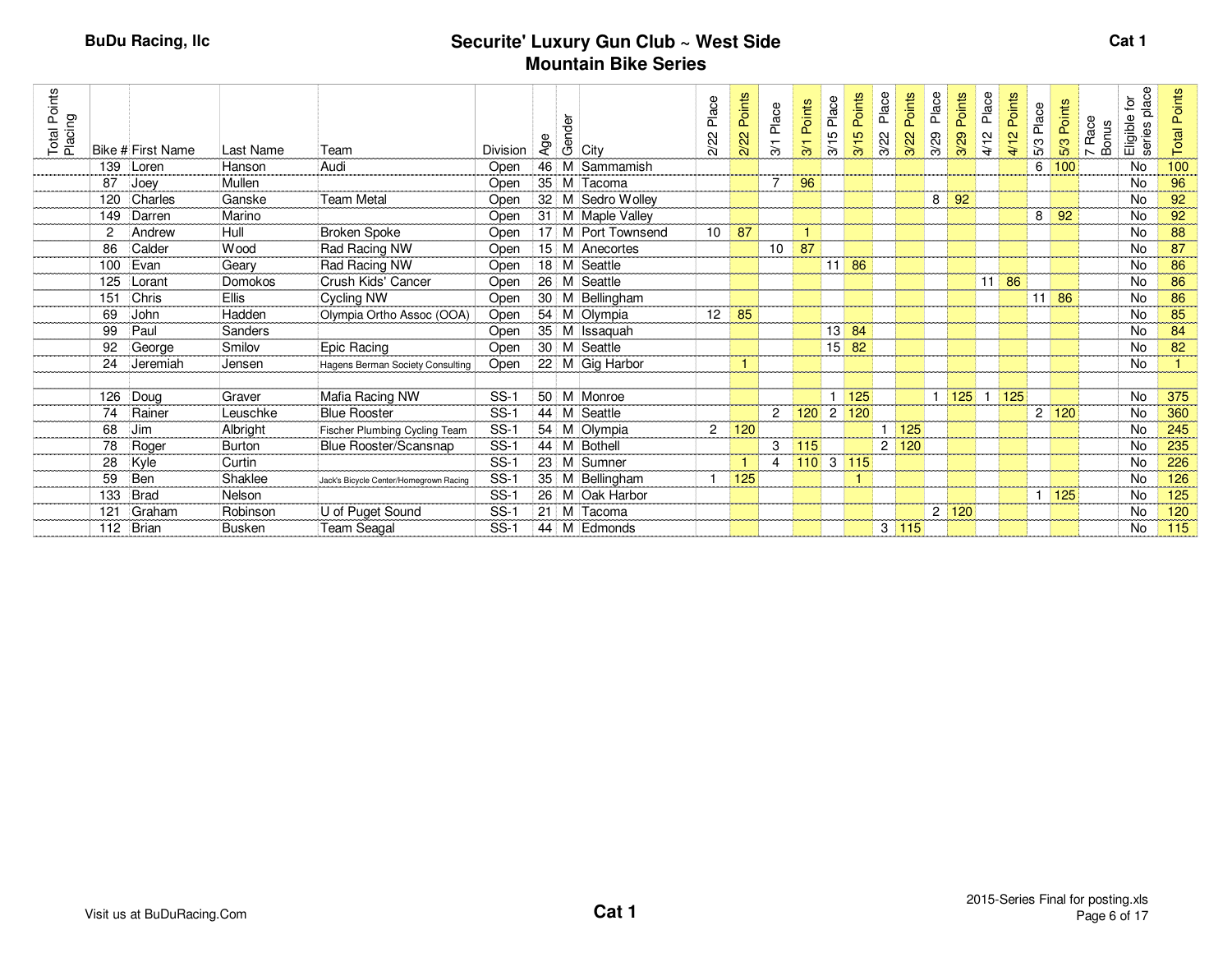**BuDu Racing, llc**

# Securite' Luxury Gun Club ~ West Side Mountain Bike Series

**Cat 1**

| Total Points Placing | Bike # | First Name | Last Name | Team | Division | Age | Gender | City | 2/22 Place | 2/22 Points | 3/1 Place | 3/1 Points | 3/15 Place | 3/15 Points | 3/22 Place | 3/22 Points | 3/29 Place | 3/29 Points | 4/12 Place | 4/12 Points | 5/3 Place | 5/3 Points | 7 Race Bonus | Eligible for series place | Total Points |
|---|---|---|---|---|---|---|---|---|---|---|---|---|---|---|---|---|---|---|---|---|---|---|---|---|---|
| | 139 | Loren | Hanson | Audi | Open | 46 | M | Sammamish | | | | | | | | | | | | | 6 | 100 | | No | 100 |
| | 87 | Joey | Mullen | | Open | 35 | M | Tacoma | | | 7 | 96 | | | | | | | | | | | | No | 96 |
| | 120 | Charles | Ganske | Team Metal | Open | 32 | M | Sedro Wolley | | | | | | | | | 8 | 92 | | | | | | No | 92 |
| | 149 | Darren | Marino | | Open | 31 | M | Maple Valley | | | | | | | | | | | | | 8 | 92 | | No | 92 |
| | 2 | Andrew | Hull | Broken Spoke | Open | 17 | M | Port Townsend | 10 | 87 | | 1 | | | | | | | | | | | | No | 88 |
| | 86 | Calder | Wood | Rad Racing NW | Open | 15 | M | Anecortes | | | 10 | 87 | | | | | | | | | | | | No | 87 |
| | 100 | Evan | Geary | Rad Racing NW | Open | 18 | M | Seattle | | | | | 11 | 86 | | | | | | | | | | No | 86 |
| | 125 | Lorant | Domokos | Crush Kids' Cancer | Open | 26 | M | Seattle | | | | | | | | | | | 11 | 86 | | | | No | 86 |
| | 151 | Chris | Ellis | Cycling NW | Open | 30 | M | Bellingham | | | | | | | | | | | | | 11 | 86 | | No | 86 |
| | 69 | John | Hadden | Olympia Ortho Assoc (OOA) | Open | 54 | M | Olympia | 12 | 85 | | | | | | | | | | | | | | No | 85 |
| | 99 | Paul | Sanders | | Open | 35 | M | Issaquah | | | | | 13 | 84 | | | | | | | | | | No | 84 |
| | 92 | George | Smilov | Epic Racing | Open | 30 | M | Seattle | | | | | 15 | 82 | | | | | | | | | | No | 82 |
| | 24 | Jeremiah | Jensen | Hagens Berman Society Consulting | Open | 22 | M | Gig Harbor | | 1 | | | | | | | | | | | | | | No | 1 |
| | | | | | | | | | | | | | | | | | | | | | | | | | |
| | 126 | Doug | Graver | Mafia Racing NW | SS-1 | 50 | M | Monroe | | | | | 1 | 125 | | | 1 | 125 | 1 | 125 | | | | No | 375 |
| | 74 | Rainer | Leuschke | Blue Rooster | SS-1 | 44 | M | Seattle | | | 2 | 120 | 2 | 120 | | | | | | | 2 | 120 | | No | 360 |
| | 68 | Jim | Albright | Fischer Plumbing Cycling Team | SS-1 | 54 | M | Olympia | 2 | 120 | | | | | 1 | 125 | | | | | | | | No | 245 |
| | 78 | Roger | Burton | Blue Rooster/Scansnap | SS-1 | 44 | M | Bothell | | | 3 | 115 | | | 2 | 120 | | | | | | | | No | 235 |
| | 28 | Kyle | Curtin | | SS-1 | 23 | M | Sumner | | 1 | 4 | 110 | 3 | 115 | | | | | | | | | | No | 226 |
| | 59 | Ben | Shaklee | Jack's Bicycle Center/Homegrown Racing | SS-1 | 35 | M | Bellingham | 1 | 125 | | | | 1 | | | | | | | | | | No | 126 |
| | 133 | Brad | Nelson | | SS-1 | 26 | M | Oak Harbor | | | | | | | | | | | | | 1 | 125 | | No | 125 |
| | 121 | Graham | Robinson | U of Puget Sound | SS-1 | 21 | M | Tacoma | | | | | | | | | 2 | 120 | | | | | | No | 120 |
| | 112 | Brian | Busken | Team Seagal | SS-1 | 44 | M | Edmonds | | | | | | | 3 | 115 | | | | | | | | No | 115 |

Visit us at BuDuRacing.Com

2015-Series Final for posting.xls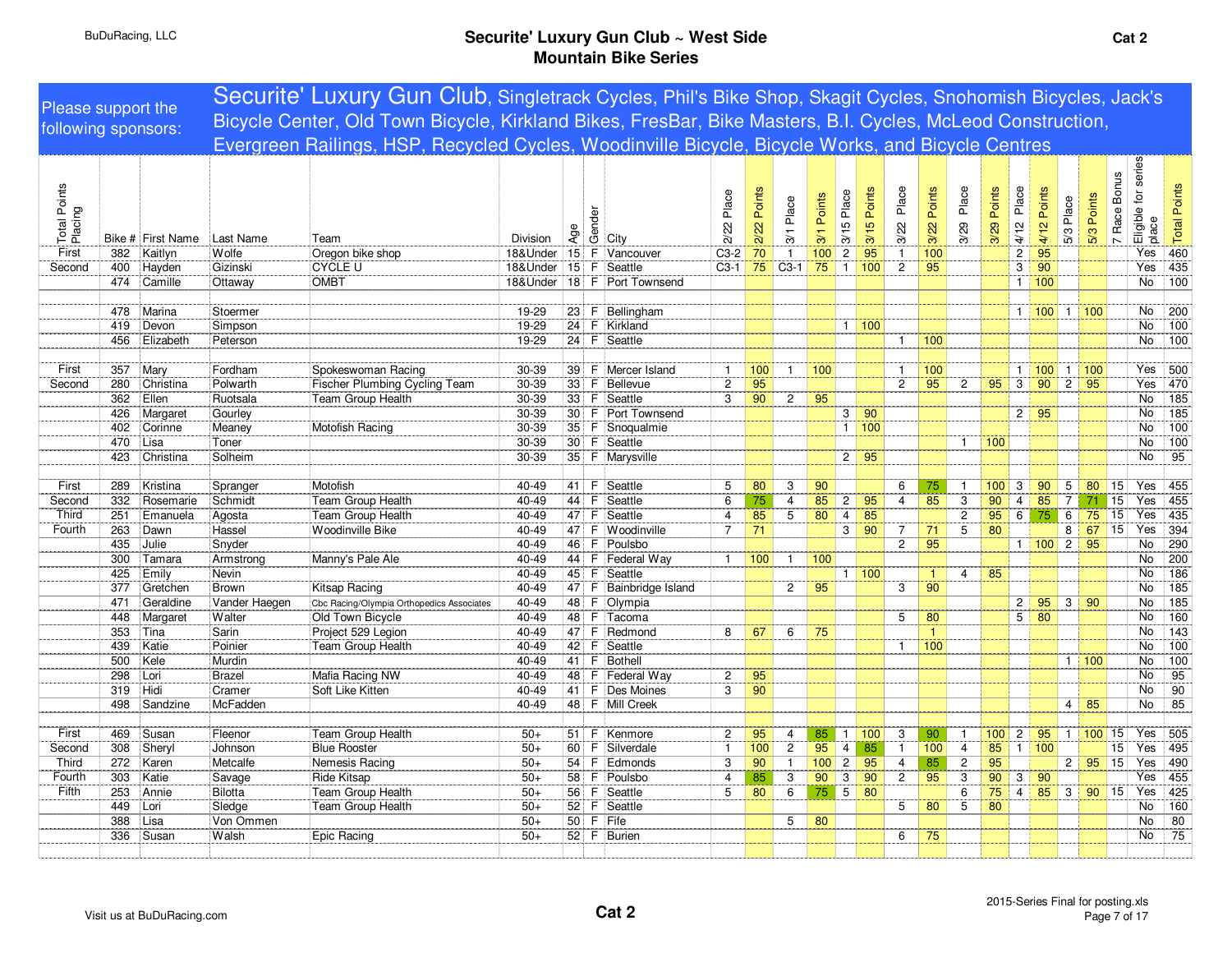BuDuRacing, LLC

# Securite' Luxury Gun Club ~ West Side Mountain Bike Series

Cat 2

Please support the following sponsors: Securite' Luxury Gun Club, Singletrack Cycles, Phil's Bike Shop, Skagit Cycles, Snohomish Bicycles, Jack's Bicycle Center, Old Town Bicycle, Kirkland Bikes, FresBar, Bike Masters, B.I. Cycles, McLeod Construction, Evergreen Railings, HSP, Recycled Cycles, Woodinville Bicycle, Bicycle Works, and Bicycle Centres

| Total Points Placing | Bike # | First Name | Last Name | Team | Division | Age | Gender | City | 2/22 Place | 2/22 Points | 3/1 Place | 3/1 Points | 3/15 Place | 3/15 Points | 3/22 Place | 3/22 Points | 3/29 Place | 3/29 Points | 4/12 Place | 4/12 Points | 5/3 Place | 5/3 Points | 7 Race Bonus | Eligible for series place | Total Points |
|---|---|---|---|---|---|---|---|---|---|---|---|---|---|---|---|---|---|---|---|---|---|---|---|---|---|
| First | 382 | Kaitlyn | Wolfe | Oregon bike shop | 18&Under | 15 | F | Vancouver | C3-2 | 70 | 1 | 100 | 2 | 95 | 1 | 100 | | | 2 | 95 | | | | Yes | 460 |
| Second | 400 | Hayden | Gizinski | CYCLE U | 18&Under | 15 | F | Seattle | C3-1 | 75 | C3-1 | 75 | 1 | 100 | 2 | 95 | | | 3 | 90 | | | | Yes | 435 |
| | 474 | Camille | Ottaway | OMBT | 18&Under | 18 | F | Port Townsend | | | | | | | | | | | 1 | 100 | | | | No | 100 |
| | | | | | | | | | | | | | | | | | | | | | | | | | |
| | 478 | Marina | Stoermer | | 19-29 | 23 | F | Bellingham | | | | | | | | | | | 1 | 100 | 1 | 100 | | No | 200 |
| | 419 | Devon | Simpson | | 19-29 | 24 | F | Kirkland | | | | | 1 | 100 | | | | | | | | | | No | 100 |
| | 456 | Elizabeth | Peterson | | 19-29 | 24 | F | Seattle | | | | | | | 1 | 100 | | | | | | | | No | 100 |
| | | | | | | | | | | | | | | | | | | | | | | | | | |
| First | 357 | Mary | Fordham | Spokeswoman Racing | 30-39 | 39 | F | Mercer Island | 1 | 100 | 1 | 100 | | | 1 | 100 | | | 1 | 100 | 1 | 100 | | Yes | 500 |
| Second | 280 | Christina | Polwarth | Fischer Plumbing Cycling Team | 30-39 | 33 | F | Bellevue | 2 | 95 | | | | | 2 | 95 | 2 | 95 | 3 | 90 | 2 | 95 | | Yes | 470 |
| | 362 | Ellen | Ruotsala | Team Group Health | 30-39 | 33 | F | Seattle | 3 | 90 | 2 | 95 | | | | | | | | | | | | No | 185 |
| | 426 | Margaret | Gourley | | 30-39 | 30 | F | Port Townsend | | | | | 3 | 90 | | | | | 2 | 95 | | | | No | 185 |
| | 402 | Corinne | Meaney | Motofish Racing | 30-39 | 35 | F | Snoqualmie | | | | | 1 | 100 | | | | | | | | | | No | 100 |
| | 470 | Lisa | Toner | | 30-39 | 30 | F | Seattle | | | | | | | | | 1 | 100 | | | | | | No | 100 |
| | 423 | Christina | Solheim | | 30-39 | 35 | F | Marysville | | | | | 2 | 95 | | | | | | | | | | No | 95 |
| | | | | | | | | | | | | | | | | | | | | | | | | | |
| First | 289 | Kristina | Spranger | Motofish | 40-49 | 41 | F | Seattle | 5 | 80 | 3 | 90 | | | 6 | 75 | 1 | 100 | 3 | 90 | 5 | 80 | 15 | Yes | 455 |
| Second | 332 | Rosemarie | Schmidt | Team Group Health | 40-49 | 44 | F | Seattle | 6 | 75 | 4 | 85 | 2 | 95 | 4 | 85 | 3 | 90 | 4 | 85 | 7 | 71 | 15 | Yes | 455 |
| Third | 251 | Emanuela | Agosta | Team Group Health | 40-49 | 47 | F | Seattle | 4 | 85 | 5 | 80 | 4 | 85 | | | 2 | 95 | 6 | 75 | 6 | 75 | 15 | Yes | 435 |
| Fourth | 263 | Dawn | Hassel | Woodinville Bike | 40-49 | 47 | F | Woodinville | 7 | 71 | | | 3 | 90 | 7 | 71 | 5 | 80 | | | 8 | 67 | 15 | Yes | 394 |
| | 435 | Julie | Snyder | | 40-49 | 46 | F | Poulsbo | | | | | | | 2 | 95 | | | 1 | 100 | 2 | 95 | | No | 290 |
| | 300 | Tamara | Armstrong | Manny's Pale Ale | 40-49 | 44 | F | Federal Way | 1 | 100 | 1 | 100 | | | | | | | | | | | | No | 200 |
| | 425 | Emily | Nevin | | 40-49 | 45 | F | Seattle | | | | | 1 | 100 | | 1 | 4 | 85 | | | | | | No | 186 |
| | 377 | Gretchen | Brown | Kitsap Racing | 40-49 | 47 | F | Bainbridge Island | | | 2 | 95 | | | 3 | 90 | | | | | | | | No | 185 |
| | 471 | Geraldine | Vander Haegen | Cbc Racing/Olympia Orthopedics Associates | 40-49 | 48 | F | Olympia | | | | | | | | | | | 2 | 95 | 3 | 90 | | No | 185 |
| | 448 | Margaret | Walter | Old Town Bicycle | 40-49 | 48 | F | Tacoma | | | | | | | 5 | 80 | | | 5 | 80 | | | | No | 160 |
| | 353 | Tina | Sarin | Project 529 Legion | 40-49 | 47 | F | Redmond | 8 | 67 | 6 | 75 | | | | 1 | | | | | | | | No | 143 |
| | 439 | Katie | Poinier | Team Group Health | 40-49 | 42 | F | Seattle | | | | | | | 1 | 100 | | | | | | | | No | 100 |
| | 500 | Kele | Murdin | | 40-49 | 41 | F | Bothell | | | | | | | | | | | | | 1 | 100 | | No | 100 |
| | 298 | Lori | Brazel | Mafia Racing NW | 40-49 | 48 | F | Federal Way | 2 | 95 | | | | | | | | | | | | | | No | 95 |
| | 319 | Hidi | Cramer | Soft Like Kitten | 40-49 | 41 | F | Des Moines | 3 | 90 | | | | | | | | | | | | | | No | 90 |
| | 498 | Sandzine | McFadden | | 40-49 | 48 | F | Mill Creek | | | | | | | | | | | | | 4 | 85 | | No | 85 |
| | | | | | | | | | | | | | | | | | | | | | | | | | |
| First | 469 | Susan | Fleenor | Team Group Health | 50+ | 51 | F | Kenmore | 2 | 95 | 4 | 85 | 1 | 100 | 3 | 90 | 1 | 100 | 2 | 95 | 1 | 100 | 15 | Yes | 505 |
| Second | 308 | Sheryl | Johnson | Blue Rooster | 50+ | 60 | F | Silverdale | 1 | 100 | 2 | 95 | 4 | 85 | 1 | 100 | 4 | 85 | 1 | 100 | | | 15 | Yes | 495 |
| Third | 272 | Karen | Metcalfe | Nemesis Racing | 50+ | 54 | F | Edmonds | 3 | 90 | 1 | 100 | 2 | 95 | 4 | 85 | 2 | 95 | | | 2 | 95 | 15 | Yes | 490 |
| Fourth | 303 | Katie | Savage | Ride Kitsap | 50+ | 58 | F | Poulsbo | 4 | 85 | 3 | 90 | 3 | 90 | 2 | 95 | 3 | 90 | 3 | 90 | | | | Yes | 455 |
| Fifth | 253 | Annie | Bilotta | Team Group Health | 50+ | 56 | F | Seattle | 5 | 80 | 6 | 75 | 5 | 80 | | | 6 | 75 | 4 | 85 | 3 | 90 | 15 | Yes | 425 |
| | 449 | Lori | Sledge | Team Group Health | 50+ | 52 | F | Seattle | | | | | | | 5 | 80 | 5 | 80 | | | | | | No | 160 |
| | 388 | Lisa | Von Ommen | | 50+ | 50 | F | Fife | | | 5 | 80 | | | | | | | | | | | | No | 80 |
| | 336 | Susan | Walsh | Epic Racing | 50+ | 52 | F | Burien | | | | | | | 6 | 75 | | | | | | | | No | 75 |

Visit us at BuDuRacing.com

Cat 2

2015-Series Final for posting.xls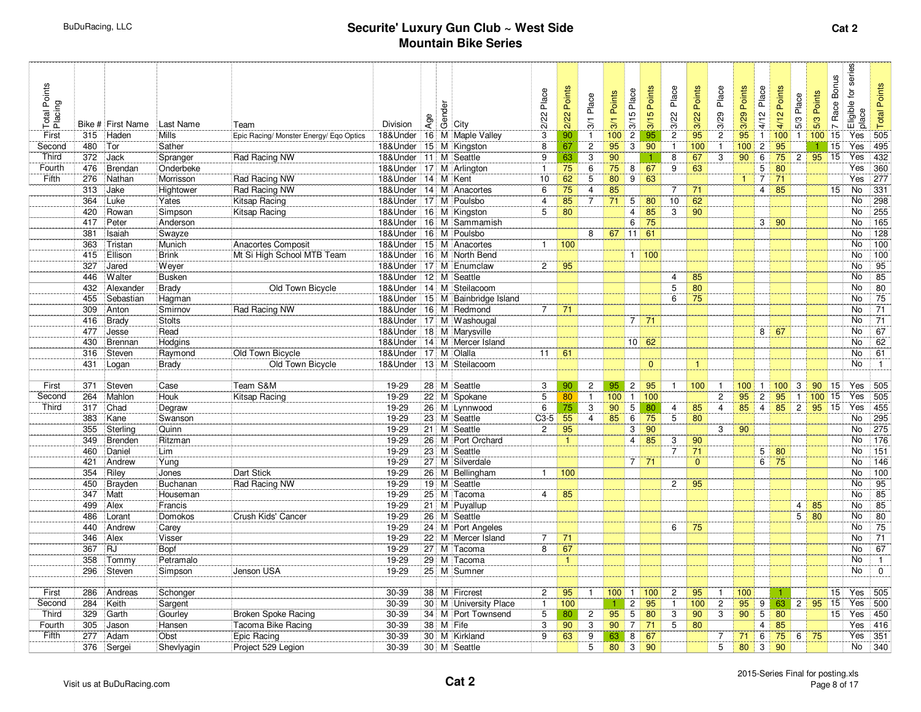# Securite' Luxury Gun Club ~ West Side Mountain Bike Series

## Cat 2

| Total Points Placing | Bike # | First Name | Last Name | Team | Division | Age | Gender | City | 2/22 Place | 2/22 Points | 3/1 Place | 3/1 Points | 3/15 Place | 3/15 Points | 3/22 Place | 3/22 Points | 3/29 Place | 3/29 Points | 4/12 Place | 4/12 Points | 5/3 Place | 5/3 Points | 7 Race Bonus | Eligible for series place | Total Points |
|---|---|---|---|---|---|---|---|---|---|---|---|---|---|---|---|---|---|---|---|---|---|---|---|---|---|
| First | 315 | Haden | Mills | Epic Racing/ Monster Energy/ Eqo Optics | 18&Under | 16 | M | Maple Valley | 3 | 90 | 1 | 100 | 2 | 95 | 2 | 95 | 2 | 95 | 1 | 100 | 1 | 100 | 15 | Yes | 505 |
| Second | 480 | Tor | Sather | | 18&Under | 15 | M | Kingston | 8 | 67 | 2 | 95 | 3 | 90 | 1 | 100 | 1 | 100 | 2 | 95 | | 1 | 15 | Yes | 495 |
| Third | 372 | Jack | Spranger | Rad Racing NW | 18&Under | 11 | M | Seattle | 9 | 63 | 3 | 90 | | 1 | 8 | 67 | 3 | 90 | 6 | 75 | 2 | 95 | 15 | Yes | 432 |
| Fourth | 476 | Brendan | Onderbeke | | 18&Under | 17 | M | Arlington | 1 | 75 | 6 | 75 | 8 | 67 | 9 | 63 | | | 5 | 80 | | | | Yes | 360 |
| Fifth | 276 | Nathan | Morrisson | Rad Racing NW | 18&Under | 14 | M | Kent | 10 | 62 | 5 | 80 | 9 | 63 | | | | 1 | 7 | 71 | | | | Yes | 277 |
| | 313 | Jake | Hightower | Rad Racing NW | 18&Under | 14 | M | Anacortes | 6 | 75 | 4 | 85 | | | 7 | 71 | | | 4 | 85 | | | 15 | No | 331 |
| | 364 | Luke | Yates | Kitsap Racing | 18&Under | 17 | M | Poulsbo | 4 | 85 | 7 | 71 | 5 | 80 | 10 | 62 | | | | | | | | No | 298 |
| | 420 | Rowan | Simpson | Kitsap Racing | 18&Under | 16 | M | Kingston | 5 | 80 | | | 4 | 85 | 3 | 90 | | | | | | | | No | 255 |
| | 417 | Peter | Anderson | | 18&Under | 16 | M | Sammamish | | | | | 6 | 75 | | | | | 3 | 90 | | | | No | 165 |
| | 381 | Isaiah | Swayze | | 18&Under | 16 | M | Poulsbo | | | 8 | 67 | 11 | 61 | | | | | | | | | | No | 128 |
| | 363 | Tristan | Munich | Anacortes Composit | 18&Under | 15 | M | Anacortes | 1 | 100 | | | | | | | | | | | | | | No | 100 |
| | 415 | Ellison | Brink | Mt Si High School MTB Team | 18&Under | 16 | M | North Bend | | | | | 1 | 100 | | | | | | | | | | No | 100 |
| | 327 | Jared | Weyer | | 18&Under | 17 | M | Enumclaw | 2 | 95 | | | | | | | | | | | | | | No | 95 |
| | 446 | Walter | Busken | | 18&Under | 12 | M | Seattle | | | | | | | 4 | 85 | | | | | | | | No | 85 |
| | 432 | Alexander | Brady | Old Town Bicycle | 18&Under | 14 | M | Steilacoom | | | | | | | 5 | 80 | | | | | | | | No | 80 |
| | 455 | Sebastian | Hagman | | 18&Under | 15 | M | Bainbridge Island | | | | | | | 6 | 75 | | | | | | | | No | 75 |
| | 309 | Anton | Smirnov | Rad Racing NW | 18&Under | 16 | M | Redmond | 7 | 71 | | | | | | | | | | | | | | No | 71 |
| | 416 | Brady | Stolts | | 18&Under | 17 | M | Washougal | | | | | 7 | 71 | | | | | | | | | | No | 71 |
| | 477 | Jesse | Read | | 18&Under | 18 | M | Marysville | | | | | | | | | | | 8 | 67 | | | | No | 67 |
| | 430 | Brennan | Hodgins | | 18&Under | 14 | M | Mercer Island | | | | | 10 | 62 | | | | | | | | | | No | 62 |
| | 316 | Steven | Raymond | Old Town Bicycle | 18&Under | 17 | M | Olalla | 11 | 61 | | | | | | | | | | | | | | No | 61 |
| | 431 | Logan | Brady | Old Town Bicycle | 18&Under | 13 | M | Steilacoom | | | | | | 0 | | 1 | | | | | | | | No | 1 |
| | | | | | | | | | | | | | | | | | | | | | | | | | |
| First | 371 | Steven | Case | Team S&M | 19-29 | 28 | M | Seattle | 3 | 90 | 2 | 95 | 2 | 95 | 1 | 100 | 1 | 100 | 1 | 100 | 3 | 90 | 15 | Yes | 505 |
| Second | 264 | Mahlon | Houk | Kitsap Racing | 19-29 | 22 | M | Spokane | 5 | 80 | 1 | 100 | 1 | 100 | | | 2 | 95 | 2 | 95 | 1 | 100 | 15 | Yes | 505 |
| Third | 317 | Chad | Degraw | | 19-29 | 26 | M | Lynnwood | 6 | 75 | 3 | 90 | 5 | 80 | 4 | 85 | 4 | 85 | 4 | 85 | 2 | 95 | 15 | Yes | 455 |
| | 383 | Kane | Swanson | | 19-29 | 23 | M | Seattle | C3-5 | 55 | 4 | 85 | 6 | 75 | 5 | 80 | | | | | | | | No | 295 |
| | 355 | Sterling | Quinn | | 19-29 | 21 | M | Seattle | 2 | 95 | | | 3 | 90 | | | 3 | 90 | | | | | | No | 275 |
| | 349 | Brenden | Ritzman | | 19-29 | 26 | M | Port Orchard | | 1 | | | 4 | 85 | 3 | 90 | | | | | | | | No | 176 |
| | 460 | Daniel | Lim | | 19-29 | 23 | M | Seattle | | | | | | | 7 | 71 | | | 5 | 80 | | | | No | 151 |
| | 421 | Andrew | Yung | | 19-29 | 27 | M | Silverdale | | | | | 7 | 71 | | 0 | | | 6 | 75 | | | | No | 146 |
| | 354 | Riley | Jones | Dart Stick | 19-29 | 26 | M | Bellingham | 1 | 100 | | | | | | | | | | | | | | No | 100 |
| | 450 | Brayden | Buchanan | Rad Racing NW | 19-29 | 19 | M | Seattle | | | | | | | 2 | 95 | | | | | | | | No | 95 |
| | 347 | Matt | Houseman | | 19-29 | 25 | M | Tacoma | 4 | 85 | | | | | | | | | | | | | | No | 85 |
| | 499 | Alex | Francis | | 19-29 | 21 | M | Puyallup | | | | | | | | | | | | | 4 | 85 | | No | 85 |
| | 486 | Lorant | Domokos | Crush Kids' Cancer | 19-29 | 26 | M | Seattle | | | | | | | | | | | | | 5 | 80 | | No | 80 |
| | 440 | Andrew | Carey | | 19-29 | 24 | M | Port Angeles | | | | | | | 6 | 75 | | | | | | | | No | 75 |
| | 346 | Alex | Visser | | 19-29 | 22 | M | Mercer Island | 7 | 71 | | | | | | | | | | | | | | No | 71 |
| | 367 | RJ | Bopf | | 19-29 | 27 | M | Tacoma | 8 | 67 | | | | | | | | | | | | | | No | 67 |
| | 358 | Tommy | Petramalo | | 19-29 | 29 | M | Tacoma | | 1 | | | | | | | | | | | | | | No | 1 |
| | 296 | Steven | Simpson | Jenson USA | 19-29 | 25 | M | Sumner | | | | | | | | | | | | | | | | No | 0 |
| | | | | | | | | | | | | | | | | | | | | | | | | | |
| First | 286 | Andreas | Schonger | | 30-39 | 38 | M | Fircrest | 2 | 95 | 1 | 100 | 1 | 100 | 2 | 95 | 1 | 100 | | 1 | | | 15 | Yes | 505 |
| Second | 284 | Keith | Sargent | | 30-39 | 30 | M | University Place | 1 | 100 | | 1 | 2 | 95 | 1 | 100 | 2 | 95 | 9 | 63 | 2 | 95 | 15 | Yes | 500 |
| Third | 329 | Garth | Gourley | Broken Spoke Racing | 30-39 | 34 | M | Port Townsend | 5 | 80 | 2 | 95 | 5 | 80 | 3 | 90 | 3 | 90 | 5 | 80 | | | 15 | Yes | 450 |
| Fourth | 305 | Jason | Hansen | Tacoma Bike Racing | 30-39 | 38 | M | Fife | 3 | 90 | 3 | 90 | 7 | 71 | 5 | 80 | | | 4 | 85 | | | | Yes | 416 |
| Fifth | 277 | Adam | Obst | Epic Racing | 30-39 | 30 | M | Kirkland | 9 | 63 | 9 | 63 | 8 | 67 | | | 7 | 71 | 6 | 75 | 6 | 75 | | Yes | 351 |
| | 376 | Sergei | Shevlyagin | Project 529 Legion | 30-39 | 30 | M | Seattle | | | 5 | 80 | 3 | 90 | | | 5 | 80 | 3 | 90 | | | | No | 340 |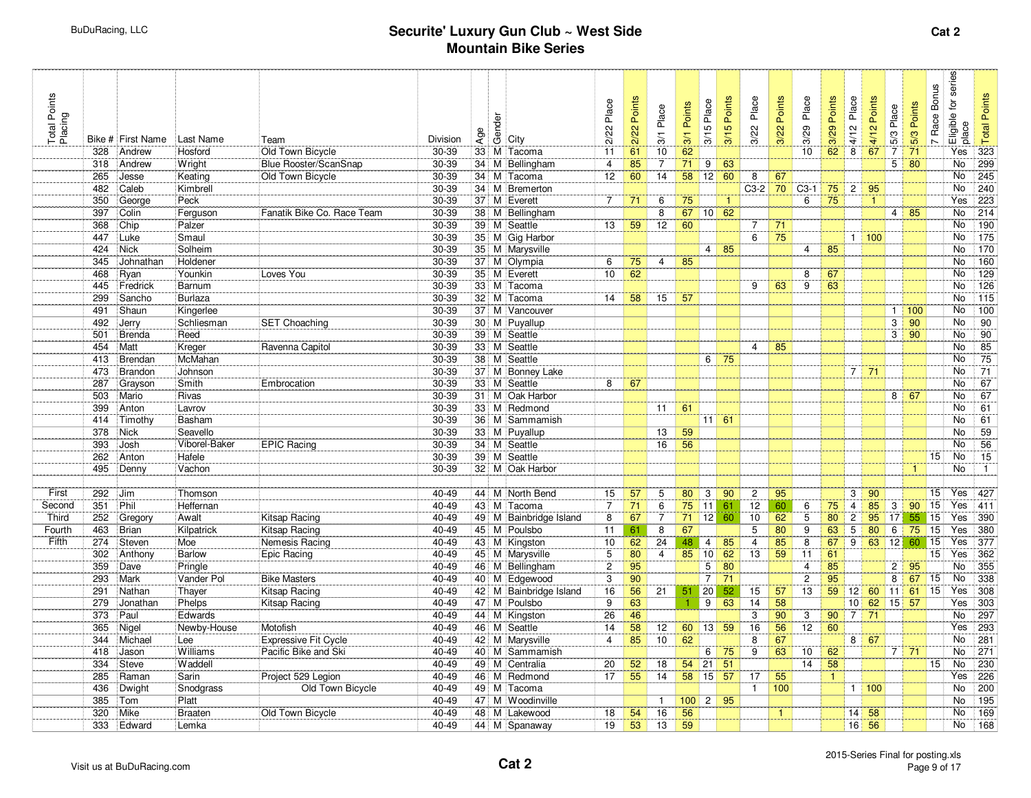BuDuRacing, LLC

# Securite' Luxury Gun Club ~ West Side Mountain Bike Series

**Cat 2**

| Total Points Placing | Bike # | First Name | Last Name | Team | Division | Age | Gender | City | 2/22 Place | 2/22 Points | 3/1 Place | 3/1 Points | 3/15 Place | 3/15 Points | 3/22 Place | 3/22 Points | 3/29 Place | 3/29 Points | 4/12 Place | 4/12 Points | 5/3 Place | 5/3 Points | 7 Race Bonus | Eligible for series place | Total Points |
|---|---|---|---|---|---|---|---|---|---|---|---|---|---|---|---|---|---|---|---|---|---|---|---|---|---|
| | 328 | Andrew | Hosford | Old Town Bicycle | 30-39 | 33 | M | Tacoma | 11 | 61 | 10 | 62 | | | | | 10 | 62 | 8 | 67 | 7 | 71 | | Yes | 323 |
| | 318 | Andrew | Wright | Blue Rooster/ScanSnap | 30-39 | 34 | M | Bellingham | 4 | 85 | 7 | 71 | 9 | 63 | | | | | | | 5 | 80 | | No | 299 |
| | 265 | Jesse | Keating | Old Town Bicycle | 30-39 | 34 | M | Tacoma | 12 | 60 | 14 | 58 | 12 | 60 | | 67 | | | | | | | | No | 245 |
| | 482 | Caleb | Kimbrell | | 30-39 | 34 | M | Bremerton | | | | | | | C3-2 | 70 | C3-1 | 75 | 2 | 95 | | | | No | 240 |
| | 350 | George | Peck | | 30-39 | 37 | M | Everett | 7 | 71 | 6 | 75 | | 1 | | | 6 | 75 | | 1 | | | | Yes | 223 |
| | 397 | Colin | Ferguson | Fanatik Bike Co. Race Team | 30-39 | 38 | M | Bellingham | | | 8 | 67 | 10 | 62 | | | | | | | 4 | 85 | | No | 214 |
| | 368 | Chip | Palzer | | 30-39 | 39 | M | Seattle | 13 | 59 | 12 | 60 | | | 7 | 71 | | | | | | | | No | 190 |
| | 447 | Luke | Smaul | | 30-39 | 35 | M | Gig Harbor | | | | | | | 6 | 75 | | | 1 | 100 | | | | No | 175 |
| | 424 | Nick | Solheim | | 30-39 | 35 | M | Marysville | | | | | 4 | 85 | | | 4 | 85 | | | | | | No | 170 |
| | 345 | Johnathan | Holdener | | 30-39 | 37 | M | Olympia | 6 | 75 | 4 | 85 | | | | | | | | | | | | No | 160 |
| | 468 | Ryan | Younkin | Loves You | 30-39 | 35 | M | Everett | 10 | 62 | | | | | | | 8 | 67 | | | | | | No | 129 |
| | 445 | Fredrick | Barnum | | 30-39 | 33 | M | Tacoma | | | | | | | 9 | 63 | 9 | 63 | | | | | | No | 126 |
| | 299 | Sancho | Burlaza | | 30-39 | 32 | M | Tacoma | 14 | 58 | 15 | 57 | | | | | | | | | | | | No | 115 |
| | 491 | Shaun | Kingerlee | | 30-39 | 37 | M | Vancouver | | | | | | | | | | | | | 1 | 100 | | No | 100 |
| | 492 | Jerry | Schliesman | SET Choaching | 30-39 | 30 | M | Puyallup | | | | | | | | | | | | | 3 | 90 | | No | 90 |
| | 501 | Brenda | Reed | | 30-39 | 39 | M | Seattle | | | | | | | | | | | | | 3 | 90 | | No | 90 |
| | 454 | Matt | Kreger | Ravenna Capitol | 30-39 | 33 | M | Seattle | | | | | | | 4 | 85 | | | | | | | | No | 85 |
| | 413 | Brendan | McMahan | | 30-39 | 38 | M | Seattle | | | | | 6 | 75 | | | | | | | | | | No | 75 |
| | 473 | Brandon | Johnson | | 30-39 | 37 | M | Bonney Lake | | | | | | | | | | | 7 | 71 | | | | No | 71 |
| | 287 | Grayson | Smith | Embrocation | 30-39 | 33 | M | Seattle | 8 | 67 | | | | | | | | | | | | | | No | 67 |
| | 503 | Mario | Rivas | | 30-39 | 31 | M | Oak Harbor | | | | | | | | | | | | | 8 | 67 | | No | 67 |
| | 399 | Anton | Lavrov | | 30-39 | 33 | M | Redmond | | | 11 | 61 | | | | | | | | | | | | No | 61 |
| | 414 | Timothy | Basham | | 30-39 | 36 | M | Sammamish | | | | | 11 | 61 | | | | | | | | | | No | 61 |
| | 378 | Nick | Seavello | | 30-39 | 33 | M | Puyallup | | | 13 | 59 | | | | | | | | | | | | No | 59 |
| | 393 | Josh | Viborel-Baker | EPIC Racing | 30-39 | 34 | M | Seattle | | | 16 | 56 | | | | | | | | | | | | No | 56 |
| | 262 | Anton | Hafele | | 30-39 | 39 | M | Seattle | | | | | | | | | | | | | | | 15 | No | 15 |
| | 495 | Denny | Vachon | | 30-39 | 32 | M | Oak Harbor | | | | | | | | | | | | | | 1 | | No | 1 |
| | | | | | | | | | | | | | | | | | | | | | | | | | |
| First | 292 | Jim | Thomson | | 40-49 | 44 | M | North Bend | 15 | 57 | 5 | 80 | 3 | 90 | 2 | 95 | | | 3 | 90 | | | 15 | Yes | 427 |
| Second | 351 | Phil | Heffernan | | 40-49 | 43 | M | Tacoma | 7 | 71 | 6 | 75 | 11 | 61 | 12 | 60 | 6 | 75 | 4 | 85 | 3 | 90 | 15 | Yes | 411 |
| Third | 252 | Gregory | Awalt | Kitsap Racing | 40-49 | 49 | M | Bainbridge Island | 8 | 67 | 7 | 71 | 12 | 60 | 10 | 62 | 5 | 80 | 2 | 95 | 17 | 55 | 15 | Yes | 390 |
| Fourth | 463 | Brian | Kilpatrick | Kitsap Racing | 40-49 | 45 | M | Poulsbo | 11 | 61 | 8 | 67 | | | 5 | 80 | 9 | 63 | 5 | 80 | 6 | 75 | 15 | Yes | 380 |
| Fifth | 274 | Steven | Moe | Nemesis Racing | 40-49 | 43 | M | Kingston | 10 | 62 | 24 | 48 | 4 | 85 | 4 | 85 | 8 | 67 | 9 | 63 | 12 | 60 | 15 | Yes | 377 |
| | 302 | Anthony | Barlow | Epic Racing | 40-49 | 45 | M | Marysville | 5 | 80 | 4 | 85 | 10 | 62 | 13 | 59 | 11 | 61 | | | | | 15 | Yes | 362 |
| | 359 | Dave | Pringle | | 40-49 | 46 | M | Bellingham | 2 | 95 | | | 5 | 80 | | | 4 | 85 | | | 2 | 95 | | No | 355 |
| | 293 | Mark | Vander Pol | Bike Masters | 40-49 | 40 | M | Edgewood | 3 | 90 | | | 7 | 71 | | | 2 | 95 | | | 8 | 67 | 15 | No | 338 |
| | 291 | Nathan | Thayer | Kitsap Racing | 40-49 | 42 | M | Bainbridge Island | 16 | 56 | 21 | 51 | 20 | 52 | 15 | 57 | 13 | 59 | 12 | 60 | 11 | 61 | 15 | Yes | 308 |
| | 279 | Jonathan | Phelps | Kitsap Racing | 40-49 | 47 | M | Poulsbo | 9 | 63 | | 1 | 9 | 63 | 14 | 58 | | | 10 | 62 | 15 | 57 | | Yes | 303 |
| | 373 | Paul | Edwards | | 40-49 | 44 | M | Kingston | 26 | 46 | | | | | 3 | 90 | 3 | 90 | 7 | 71 | | | | No | 297 |
| | 365 | Nigel | Newby-House | Motofish | 40-49 | 46 | M | Seattle | 14 | 58 | 12 | 60 | 13 | 59 | 16 | 56 | 12 | 60 | | | | | | Yes | 293 |
| | 344 | Michael | Lee | Expressive Fit Cycle | 40-49 | 42 | M | Marysville | 4 | 85 | 10 | 62 | | | 8 | 67 | | | 8 | 67 | | | | No | 281 |
| | 418 | Jason | Williams | Pacific Bike and Ski | 40-49 | 40 | M | Sammamish | | | | | 6 | 75 | 9 | 63 | 10 | 62 | | | 7 | 71 | | No | 271 |
| | 334 | Steve | Waddell | | 40-49 | 49 | M | Centralia | 20 | 52 | 18 | 54 | 21 | 51 | | | 14 | 58 | | | | | 15 | No | 230 |
| | 285 | Raman | Sarin | Project 529 Legion | 40-49 | 46 | M | Redmond | 17 | 55 | 14 | 58 | 15 | 57 | 17 | 55 | | 1 | | | | | | Yes | 226 |
| | 436 | Dwight | Snodgrass | Old Town Bicycle | 40-49 | 49 | M | Tacoma | | | | | | | 1 | 100 | | | 1 | 100 | | | | No | 200 |
| | 385 | Tom | Platt | | 40-49 | 47 | M | Woodinville | | | 1 | 100 | 2 | 95 | | | | | | | | | | No | 195 |
| | 320 | Mike | Braaten | Old Town Bicycle | 40-49 | 48 | M | Lakewood | 18 | 54 | 16 | 56 | | | | 1 | | | 14 | 58 | | | | No | 169 |
| | 333 | Edward | Lemka | | 40-49 | 44 | M | Spanaway | 19 | 53 | 13 | 59 | | | | | | | 16 | 56 | | | | No | 168 |

Visit us at BuDuRacing.com

**Cat 2**

2015-Series Final for posting.xls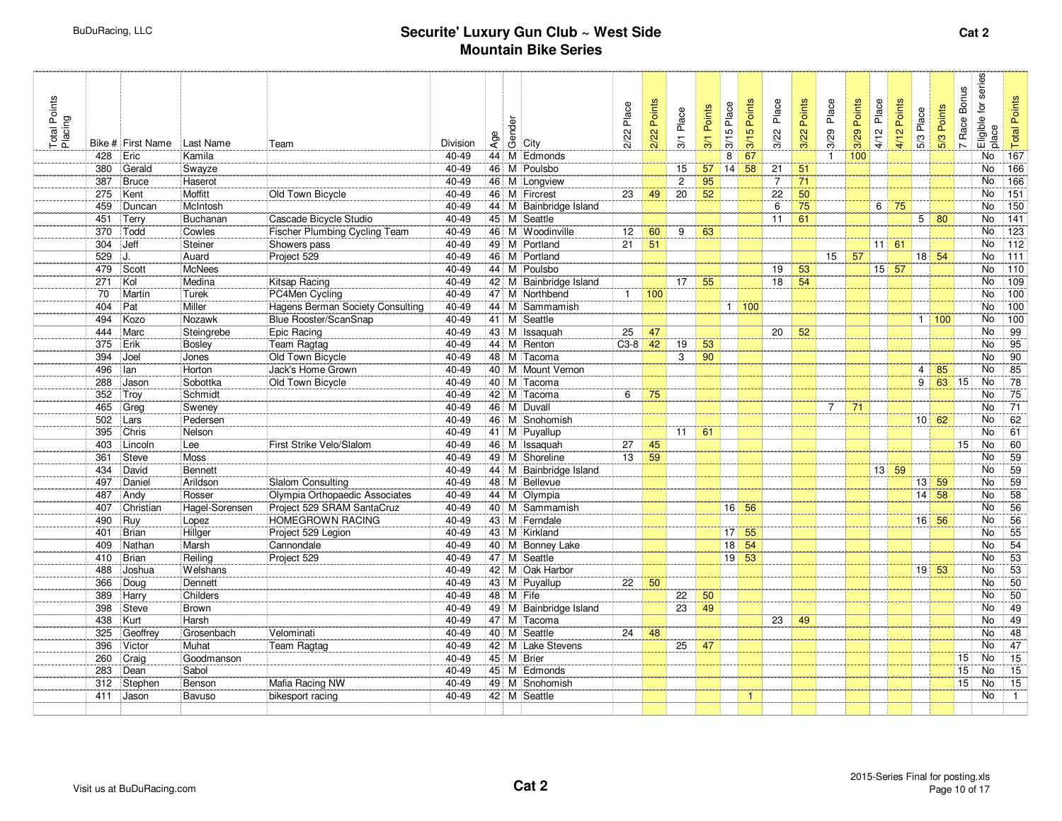BuDuRacing, LLC

# Securite' Luxury Gun Club ~ West Side Mountain Bike Series

Cat 2

| Total Points Placing | Bike # | First Name | Last Name | Team | Division | Age | Gender | City | 2/22 Place | 2/22 Points | 3/1 Place | 3/1 Points | 3/15 Place | 3/15 Points | 3/22 Place | 3/22 Points | 3/29 Place | 3/29 Points | 4/12 Place | 4/12 Points | 5/3 Place | 5/3 Points | 7 Race Bonus | Eligible for series place | Total Points |
|---|---|---|---|---|---|---|---|---|---|---|---|---|---|---|---|---|---|---|---|---|---|---|---|---|---|
| | 428 | Eric | Kamila | | 40-49 | 44 | M | Edmonds | | | | | 8 | 67 | | | 1 | 100 | | | | | | No | 167 |
| | 380 | Gerald | Swayze | | 40-49 | 46 | M | Poulsbo | | | 15 | 57 | 14 | 58 | 21 | 51 | | | | | | | | No | 166 |
| | 387 | Bruce | Haserot | | 40-49 | 46 | M | Longview | | | 2 | 95 | | | 7 | 71 | | | | | | | | No | 166 |
| | 275 | Kent | Moffitt | Old Town Bicycle | 40-49 | 46 | M | Fircrest | 23 | 49 | 20 | 52 | | | 22 | 50 | | | | | | | | No | 151 |
| | 459 | Duncan | McIntosh | | 40-49 | 44 | M | Bainbridge Island | | | | | | | 6 | 75 | | | 6 | 75 | | | | No | 150 |
| | 451 | Terry | Buchanan | Cascade Bicycle Studio | 40-49 | 45 | M | Seattle | | | | | | | 11 | 61 | | | | | 5 | 80 | | No | 141 |
| | 370 | Todd | Cowles | Fischer Plumbing Cycling Team | 40-49 | 46 | M | Woodinville | 12 | 60 | 9 | 63 | | | | | | | | | | | | No | 123 |
| | 304 | Jeff | Steiner | Showers pass | 40-49 | 49 | M | Portland | 21 | 51 | | | | | | | | | 11 | 61 | | | | No | 112 |
| | 529 | J. | Auard | Project 529 | 40-49 | 46 | M | Portland | | | | | | | | | 15 | 57 | | | 18 | 54 | | No | 111 |
| | 479 | Scott | McNees | | 40-49 | 44 | M | Poulsbo | | | | | | | 19 | 53 | | | 15 | 57 | | | | No | 110 |
| | 271 | Kol | Medina | Kitsap Racing | 40-49 | 42 | M | Bainbridge Island | | | 17 | 55 | | | 18 | 54 | | | | | | | | No | 109 |
| | 70 | Martin | Turek | PC4Men Cycling | 40-49 | 47 | M | Northbend | 1 | 100 | | | | | | | | | | | | | | No | 100 |
| | 404 | Pat | Miller | Hagens Berman Society Consulting | 40-49 | 44 | M | Sammamish | | | | | 1 | 100 | | | | | | | | | | No | 100 |
| | 494 | Kozo | Nozawk | Blue Rooster/ScanSnap | 40-49 | 41 | M | Seattle | | | | | | | | | | | | | 1 | 100 | | No | 100 |
| | 444 | Marc | Steingrebe | Epic Racing | 40-49 | 43 | M | Issaquah | 25 | 47 | | | | | 20 | 52 | | | | | | | | No | 99 |
| | 375 | Erik | Bosley | Team Ragtag | 40-49 | 44 | M | Renton | C3-8 | 42 | 19 | 53 | | | | | | | | | | | | No | 95 |
| | 394 | Joel | Jones | Old Town Bicycle | 40-49 | 48 | M | Tacoma | | | 3 | 90 | | | | | | | | | | | | No | 90 |
| | 496 | Ian | Horton | Jack's Home Grown | 40-49 | 40 | M | Mount Vernon | | | | | | | | | | | | | 4 | 85 | | No | 85 |
| | 288 | Jason | Sobottka | Old Town Bicycle | 40-49 | 40 | M | Tacoma | | | | | | | | | | | | | 9 | 63 | 15 | No | 78 |
| | 352 | Troy | Schmidt | | 40-49 | 42 | M | Tacoma | 6 | 75 | | | | | | | | | | | | | | No | 75 |
| | 465 | Greg | Sweney | | 40-49 | 46 | M | Duvall | | | | | | | | | 7 | 71 | | | | | | No | 71 |
| | 502 | Lars | Pedersen | | 40-49 | 46 | M | Snohomish | | | | | | | | | | | | | 10 | 62 | | No | 62 |
| | 395 | Chris | Nelson | | 40-49 | 41 | M | Puyallup | | | 11 | 61 | | | | | | | | | | | | No | 61 |
| | 403 | Lincoln | Lee | First Strike Velo/Slalom | 40-49 | 46 | M | Issaquah | 27 | 45 | | | | | | | | | | | | | 15 | No | 60 |
| | 361 | Steve | Moss | | 40-49 | 49 | M | Shoreline | 13 | 59 | | | | | | | | | | | | | | No | 59 |
| | 434 | David | Bennett | | 40-49 | 44 | M | Bainbridge Island | | | | | | | | | | | 13 | 59 | | | | No | 59 |
| | 497 | Daniel | Arildson | Slalom Consulting | 40-49 | 48 | M | Bellevue | | | | | | | | | | | | | 13 | 59 | | No | 59 |
| | 487 | Andy | Rosser | Olympia Orthopaedic Associates | 40-49 | 44 | M | Olympia | | | | | | | | | | | | | 14 | 58 | | No | 58 |
| | 407 | Christian | Hagel-Sorensen | Project 529 SRAM SantaCruz | 40-49 | 40 | M | Sammamish | | | | | 16 | 56 | | | | | | | | | | No | 56 |
| | 490 | Ruy | Lopez | HOMEGROWN RACING | 40-49 | 43 | M | Ferndale | | | | | | | | | | | | | 16 | 56 | | No | 56 |
| | 401 | Brian | Hillger | Project 529 Legion | 40-49 | 43 | M | Kirkland | | | | | 17 | 55 | | | | | | | | | | No | 55 |
| | 409 | Nathan | Marsh | Cannondale | 40-49 | 40 | M | Bonney Lake | | | | | 18 | 54 | | | | | | | | | | No | 54 |
| | 410 | Brian | Reiling | Project 529 | 40-49 | 47 | M | Seattle | | | | | 19 | 53 | | | | | | | | | | No | 53 |
| | 488 | Joshua | Welshans | | 40-49 | 42 | M | Oak Harbor | | | | | | | | | | | | | 19 | 53 | | No | 53 |
| | 366 | Doug | Dennett | | 40-49 | 43 | M | Puyallup | 22 | 50 | | | | | | | | | | | | | | No | 50 |
| | 389 | Harry | Childers | | 40-49 | 48 | M | Fife | | | 22 | 50 | | | | | | | | | | | | No | 50 |
| | 398 | Steve | Brown | | 40-49 | 49 | M | Bainbridge Island | | | 23 | 49 | | | | | | | | | | | | No | 49 |
| | 438 | Kurt | Harsh | | 40-49 | 47 | M | Tacoma | | | | | | | 23 | 49 | | | | | | | | No | 49 |
| | 325 | Geoffrey | Grosenbach | Velominati | 40-49 | 40 | M | Seattle | 24 | 48 | | | | | | | | | | | | | | No | 48 |
| | 396 | Victor | Muhat | Team Ragtag | 40-49 | 42 | M | Lake Stevens | | | 25 | 47 | | | | | | | | | | | | No | 47 |
| | 260 | Craig | Goodmanson | | 40-49 | 45 | M | Brier | | | | | | | | | | | | | | | 15 | No | 15 |
| | 283 | Dean | Sabol | | 40-49 | 45 | M | Edmonds | | | | | | | | | | | | | | | 15 | No | 15 |
| | 312 | Stephen | Benson | Mafia Racing NW | 40-49 | 49 | M | Snohomish | | | | | | | | | | | | | | | 15 | No | 15 |
| | 411 | Jason | Bavuso | bikesport racing | 40-49 | 42 | M | Seattle | | | | | | 1 | | | | | | | | | | No | 1 |

Visit us at BuDuRacing.com

Cat 2

2015-Series Final for posting.xls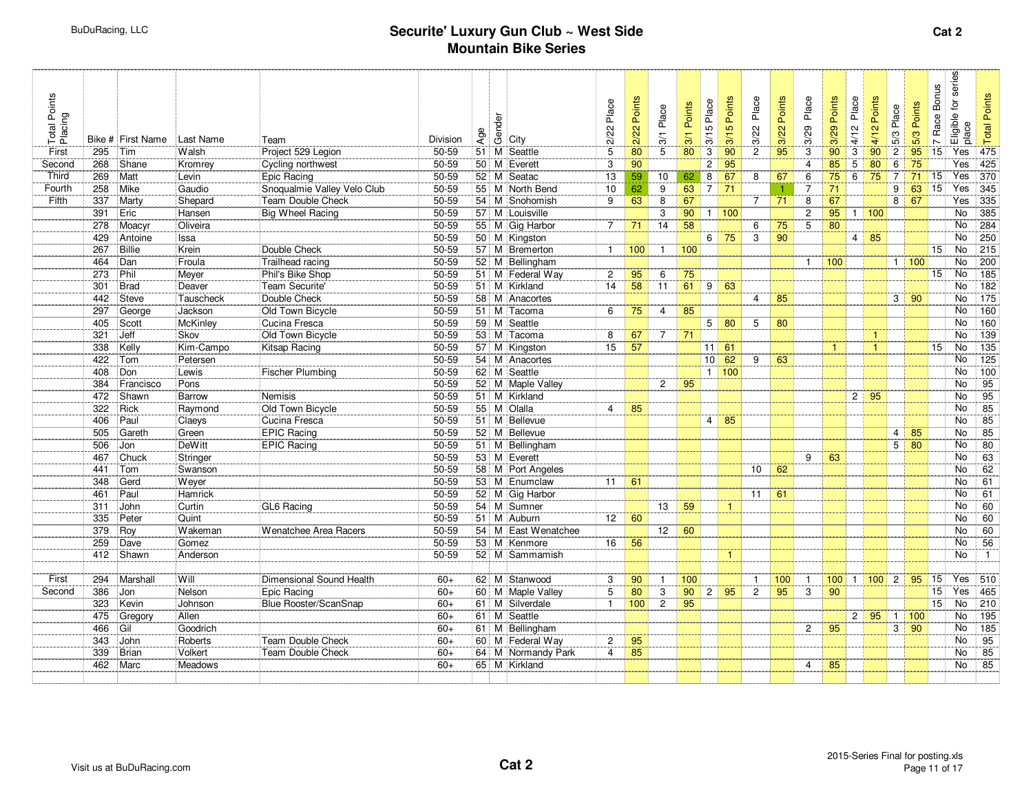# Securite' Luxury Gun Club ~ West Side Mountain Bike Series

**Cat 2**

| Total Points Placing | Bike # | First Name | Last Name | Team | Division | Age | Gender | City | 2/22 Place | 2/22 Points | 3/1 Place | 3/1 Points | 3/15 Place | 3/15 Points | 3/22 Place | 3/22 Points | 3/29 Place | 3/29 Points | 4/12 Place | 4/12 Points | 5/3 Place | 5/3 Points | 7 Race Bonus | Eligible for series place | Total Points |
|---|---|---|---|---|---|---|---|---|---|---|---|---|---|---|---|---|---|---|---|---|---|---|---|---|---|
| First | 295 | Tim | Walsh | Project 529 Legion | 50-59 | 51 | M | Seattle | 5 | 80 | 5 | 80 | 3 | 90 | 2 | 95 | 3 | 90 | 3 | 90 | 2 | 95 | 15 | Yes | 475 |
| Second | 268 | Shane | Kromrey | Cycling northwest | 50-59 | 50 | M | Everett | 3 | 90 | | | 2 | 95 | | | 4 | 85 | 5 | 80 | 6 | 75 | | Yes | 425 |
| Third | 269 | Matt | Levin | Epic Racing | 50-59 | 52 | M | Seatac | 13 | 59 | 10 | 62 | 8 | 67 | 8 | 67 | 6 | 75 | 6 | 75 | 7 | 71 | 15 | Yes | 370 |
| Fourth | 258 | Mike | Gaudio | Snoqualmie Valley Velo Club | 50-59 | 55 | M | North Bend | 10 | 62 | 9 | 63 | 7 | 71 | | 1 | 7 | 71 | | | 9 | 63 | 15 | Yes | 345 |
| Fifth | 337 | Marty | Shepard | Team Double Check | 50-59 | 54 | M | Snohomish | 9 | 63 | 8 | 67 | | | 7 | 71 | 8 | 67 | | | 8 | 67 | | Yes | 335 |
| | 391 | Eric | Hansen | Big Wheel Racing | 50-59 | 57 | M | Louisville | | | 3 | 90 | 1 | 100 | | | 2 | 95 | 1 | 100 | | | | No | 385 |
| | 278 | Moacyr | Oliveira | | 50-59 | 55 | M | Gig Harbor | 7 | 71 | 14 | 58 | | | 6 | 75 | 5 | 80 | | | | | | No | 284 |
| | 429 | Antoine | Issa | | 50-59 | 50 | M | Kingston | | | | | 6 | 75 | 3 | 90 | | | 4 | 85 | | | | No | 250 |
| | 267 | Billie | Krein | Double Check | 50-59 | 57 | M | Bremerton | 1 | 100 | 1 | 100 | | | | | | | | | | | 15 | No | 215 |
| | 464 | Dan | Froula | Trailhead racing | 50-59 | 52 | M | Bellingham | | | | | | | | | 1 | 100 | | | 1 | 100 | | No | 200 |
| | 273 | Phil | Meyer | Phil's Bike Shop | 50-59 | 51 | M | Federal Way | 2 | 95 | 6 | 75 | | | | | | | | | | | 15 | No | 185 |
| | 301 | Brad | Deaver | Team Securite' | 50-59 | 51 | M | Kirkland | 14 | 58 | 11 | 61 | 9 | 63 | | | | | | | | | | No | 182 |
| | 442 | Steve | Tauscheck | Double Check | 50-59 | 58 | M | Anacortes | | | | | | | 4 | 85 | | | | | 3 | 90 | | No | 175 |
| | 297 | George | Jackson | Old Town Bicycle | 50-59 | 51 | M | Tacoma | 6 | 75 | 4 | 85 | | | | | | | | | | | | No | 160 |
| | 405 | Scott | McKinley | Cucina Fresca | 50-59 | 59 | M | Seattle | | | | | 5 | 80 | 5 | 80 | | | | | | | | No | 160 |
| | 321 | Jeff | Skov | Old Town Bicycle | 50-59 | 53 | M | Tacoma | 8 | 67 | 7 | 71 | | | | | | | | 1 | | | | No | 139 |
| | 338 | Kelly | Kim-Campo | Kitsap Racing | 50-59 | 57 | M | Kingston | 15 | 57 | | | 11 | 61 | | | | 1 | | 1 | | | 15 | No | 135 |
| | 422 | Tom | Petersen | | 50-59 | 54 | M | Anacortes | | | | | 10 | 62 | 9 | 63 | | | | | | | | No | 125 |
| | 408 | Don | Lewis | Fischer Plumbing | 50-59 | 62 | M | Seattle | | | | | 1 | 100 | | | | | | | | | | No | 100 |
| | 384 | Francisco | Pons | | 50-59 | 52 | M | Maple Valley | | | 2 | 95 | | | | | | | | | | | | No | 95 |
| | 472 | Shawn | Barrow | Nemisis | 50-59 | 51 | M | Kirkland | | | | | | | | | | | 2 | 95 | | | | No | 95 |
| | 322 | Rick | Raymond | Old Town Bicycle | 50-59 | 55 | M | Olalla | 4 | 85 | | | | | | | | | | | | | | No | 85 |
| | 406 | Paul | Claeys | Cucina Fresca | 50-59 | 51 | M | Bellevue | | | | | 4 | 85 | | | | | | | | | | No | 85 |
| | 505 | Gareth | Green | EPIC Racing | 50-59 | 52 | M | Bellevue | | | | | | | | | | | | | 4 | 85 | | No | 85 |
| | 506 | Jon | DeWitt | EPIC Racing | 50-59 | 51 | M | Bellingham | | | | | | | | | | | | | 5 | 80 | | No | 80 |
| | 467 | Chuck | Stringer | | 50-59 | 53 | M | Everett | | | | | | | | | 9 | 63 | | | | | | No | 63 |
| | 441 | Tom | Swanson | | 50-59 | 58 | M | Port Angeles | | | | | | | 10 | 62 | | | | | | | | No | 62 |
| | 348 | Gerd | Weyer | | 50-59 | 53 | M | Enumclaw | 11 | 61 | | | | | | | | | | | | | | No | 61 |
| | 461 | Paul | Hamrick | | 50-59 | 52 | M | Gig Harbor | | | | | | | 11 | 61 | | | | | | | | No | 61 |
| | 311 | John | Curtin | GL6 Racing | 50-59 | 54 | M | Sumner | | | 13 | 59 | | 1 | | | | | | | | | | No | 60 |
| | 335 | Peter | Quint | | 50-59 | 51 | M | Auburn | 12 | 60 | | | | | | | | | | | | | | No | 60 |
| | 379 | Roy | Wakeman | Wenatchee Area Racers | 50-59 | 54 | M | East Wenatchee | | | 12 | 60 | | | | | | | | | | | | No | 60 |
| | 259 | Dave | Gomez | | 50-59 | 53 | M | Kenmore | 16 | 56 | | | | | | | | | | | | | | No | 56 |
| | 412 | Shawn | Anderson | | 50-59 | 52 | M | Sammamish | | | | | | 1 | | | | | | | | | | No | 1 |
| | | | | | | | | | | | | | | | | | | | | | | | | | |
| First | 294 | Marshall | Will | Dimensional Sound Health | 60+ | 62 | M | Stanwood | 3 | 90 | 1 | 100 | | | 1 | 100 | 1 | 100 | 1 | 100 | 2 | 95 | 15 | Yes | 510 |
| Second | 386 | Jon | Nelson | Epic Racing | 60+ | 60 | M | Maple Valley | 5 | 80 | 3 | 90 | 2 | 95 | 2 | 95 | 3 | 90 | | | | | 15 | Yes | 465 |
| | 323 | Kevin | Johnson | Blue Rooster/ScanSnap | 60+ | 61 | M | Silverdale | 1 | 100 | 2 | 95 | | | | | | | | | | | 15 | No | 210 |
| | 475 | Gregory | Allen | | 60+ | 61 | M | Seattle | | | | | | | | | | | 2 | 95 | 1 | 100 | | No | 195 |
| | 466 | Gil | Goodrich | | 60+ | 61 | M | Bellingham | | | | | | | | | 2 | 95 | | | 3 | 90 | | No | 185 |
| | 343 | John | Roberts | Team Double Check | 60+ | 60 | M | Federal Way | 2 | 95 | | | | | | | | | | | | | | No | 95 |
| | 339 | Brian | Volkert | Team Double Check | 60+ | 64 | M | Normandy Park | 4 | 85 | | | | | | | | | | | | | | No | 85 |
| | 462 | Marc | Meadows | | 60+ | 65 | M | Kirkland | | | | | | | | | 4 | 85 | | | | | | No | 85 |

Visit us at BuDuRacing.com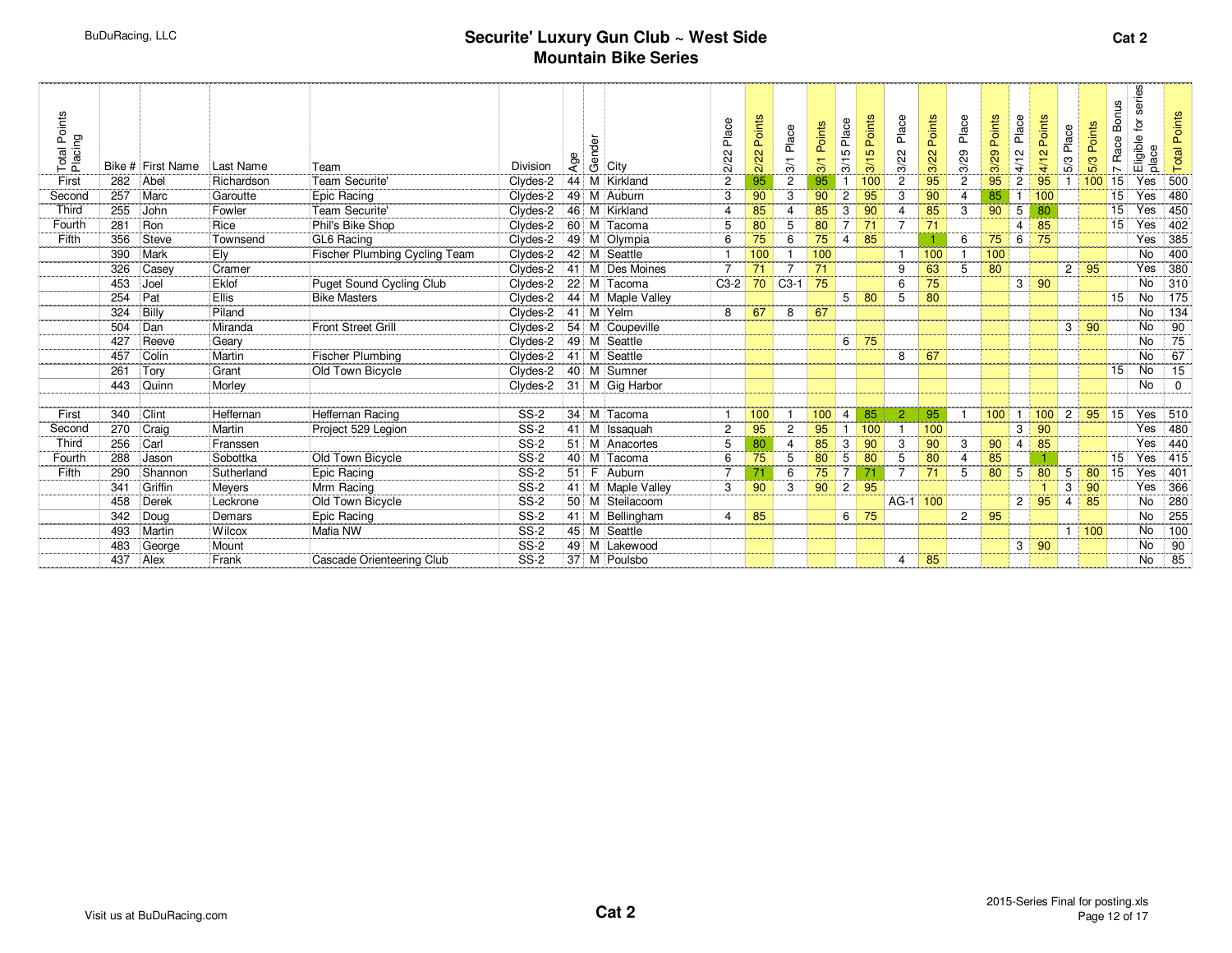# Securite' Luxury Gun Club ~ West Side
## Mountain Bike Series

**Cat 2**

| Total Points Placing | Bike # | First Name | Last Name | Team | Division | Age | Gender | City | 2/22 Place | 2/22 Points | 3/1 Place | 3/1 Points | 3/15 Place | 3/15 Points | 3/22 Place | 3/22 Points | 3/29 Place | 3/29 Points | 4/12 Place | 4/12 Points | 5/3 Place | 5/3 Points | 7 Race Bonus | Eligible for series place | Total Points |
|---|---|---|---|---|---|---|---|---|---|---|---|---|---|---|---|---|---|---|---|---|---|---|---|---|---|
| First | 282 | Abel | Richardson | Team Securite' | Clydes-2 | 44 | M | Kirkland | 2 | 95 | 2 | 95 | 1 | 100 | 2 | 95 | 2 | 95 | 2 | 95 | 1 | 100 | 15 | Yes | 500 |
| Second | 257 | Marc | Garoutte | Epic Racing | Clydes-2 | 49 | M | Auburn | 3 | 90 | 3 | 90 | 2 | 95 | 3 | 90 | 4 | 85 | 1 | 100 | | | 15 | Yes | 480 |
| Third | 255 | John | Fowler | Team Securite' | Clydes-2 | 46 | M | Kirkland | 4 | 85 | 4 | 85 | 3 | 90 | 4 | 85 | 3 | 90 | 5 | 80 | | | 15 | Yes | 450 |
| Fourth | 281 | Ron | Rice | Phil's Bike Shop | Clydes-2 | 60 | M | Tacoma | 5 | 80 | 5 | 80 | 7 | 71 | 7 | 71 | | | 4 | 85 | | | 15 | Yes | 402 |
| Fifth | 356 | Steve | Townsend | GL6 Racing | Clydes-2 | 49 | M | Olympia | 6 | 75 | 6 | 75 | 4 | 85 | | 1 | 6 | 75 | 6 | 75 | | | | Yes | 385 |
| | 390 | Mark | Ely | Fischer Plumbing Cycling Team | Clydes-2 | 42 | M | Seattle | 1 | 100 | 1 | 100 | | | 1 | 100 | 1 | 100 | | | | | | No | 400 |
| | 326 | Casey | Cramer | | Clydes-2 | 41 | M | Des Moines | 7 | 71 | 7 | 71 | | | 9 | 63 | 5 | 80 | | | 2 | 95 | | Yes | 380 |
| | 453 | Joel | Eklof | Puget Sound Cycling Club | Clydes-2 | 22 | M | Tacoma | C3-2 | 70 | C3-1 | 75 | | | 6 | 75 | | | 3 | 90 | | | | No | 310 |
| | 254 | Pat | Ellis | Bike Masters | Clydes-2 | 44 | M | Maple Valley | | | | | 5 | 80 | 5 | 80 | | | | | | | 15 | No | 175 |
| | 324 | Billy | Piland | | Clydes-2 | 41 | M | Yelm | 8 | 67 | 8 | 67 | | | | | | | | | | | | No | 134 |
| | 504 | Dan | Miranda | Front Street Grill | Clydes-2 | 54 | M | Coupeville | | | | | | | | | | | | | 3 | 90 | | No | 90 |
| | 427 | Reeve | Geary | | Clydes-2 | 49 | M | Seattle | | | | | 6 | 75 | | | | | | | | | | No | 75 |
| | 457 | Colin | Martin | Fischer Plumbing | Clydes-2 | 41 | M | Seattle | | | | | | | 8 | 67 | | | | | | | | No | 67 |
| | 261 | Tory | Grant | Old Town Bicycle | Clydes-2 | 40 | M | Sumner | | | | | | | | | | | | | | | 15 | No | 15 |
| | 443 | Quinn | Morley | | Clydes-2 | 31 | M | Gig Harbor | | | | | | | | | | | | | | | | No | 0 |
| | | | | | | | | | | | | | | | | | | | | | | | | | |
| First | 340 | Clint | Heffernan | Heffernan Racing | SS-2 | 34 | M | Tacoma | 1 | 100 | 1 | 100 | 4 | 85 | 2 | 95 | 1 | 100 | 1 | 100 | 2 | 95 | 15 | Yes | 510 |
| Second | 270 | Craig | Martin | Project 529 Legion | SS-2 | 41 | M | Issaquah | 2 | 95 | 2 | 95 | 1 | 100 | 1 | 100 | | | 3 | 90 | | | | Yes | 480 |
| Third | 256 | Carl | Franssen | | SS-2 | 51 | M | Anacortes | 5 | 80 | 4 | 85 | 3 | 90 | 3 | 90 | 3 | 90 | 4 | 85 | | | | Yes | 440 |
| Fourth | 288 | Jason | Sobottka | Old Town Bicycle | SS-2 | 40 | M | Tacoma | 6 | 75 | 5 | 80 | 5 | 80 | 5 | 80 | 4 | 85 | | 1 | | | 15 | Yes | 415 |
| Fifth | 290 | Shannon | Sutherland | Epic Racing | SS-2 | 51 | F | Auburn | 7 | 71 | 6 | 75 | 7 | 71 | 7 | 71 | 5 | 80 | 5 | 80 | 5 | 80 | 15 | Yes | 401 |
| | 341 | Griffin | Meyers | Mrm Racing | SS-2 | 41 | M | Maple Valley | 3 | 90 | 3 | 90 | 2 | 95 | | | | | | 1 | 3 | 90 | | Yes | 366 |
| | 458 | Derek | Leckrone | Old Town Bicycle | SS-2 | 50 | M | Steilacoom | | | | | | | AG-1 | 100 | | | 2 | 95 | 4 | 85 | | No | 280 |
| | 342 | Doug | Demars | Epic Racing | SS-2 | 41 | M | Bellingham | 4 | 85 | | | 6 | 75 | | | 2 | 95 | | | | | | No | 255 |
| | 493 | Martin | Wilcox | Mafia NW | SS-2 | 45 | M | Seattle | | | | | | | | | | | | | 1 | 100 | | No | 100 |
| | 483 | George | Mount | | SS-2 | 49 | M | Lakewood | | | | | | | | | | | 3 | 90 | | | | No | 90 |
| | 437 | Alex | Frank | Cascade Orienteering Club | SS-2 | 37 | M | Poulsbo | | | | | | | 4 | 85 | | | | | | | | No | 85 |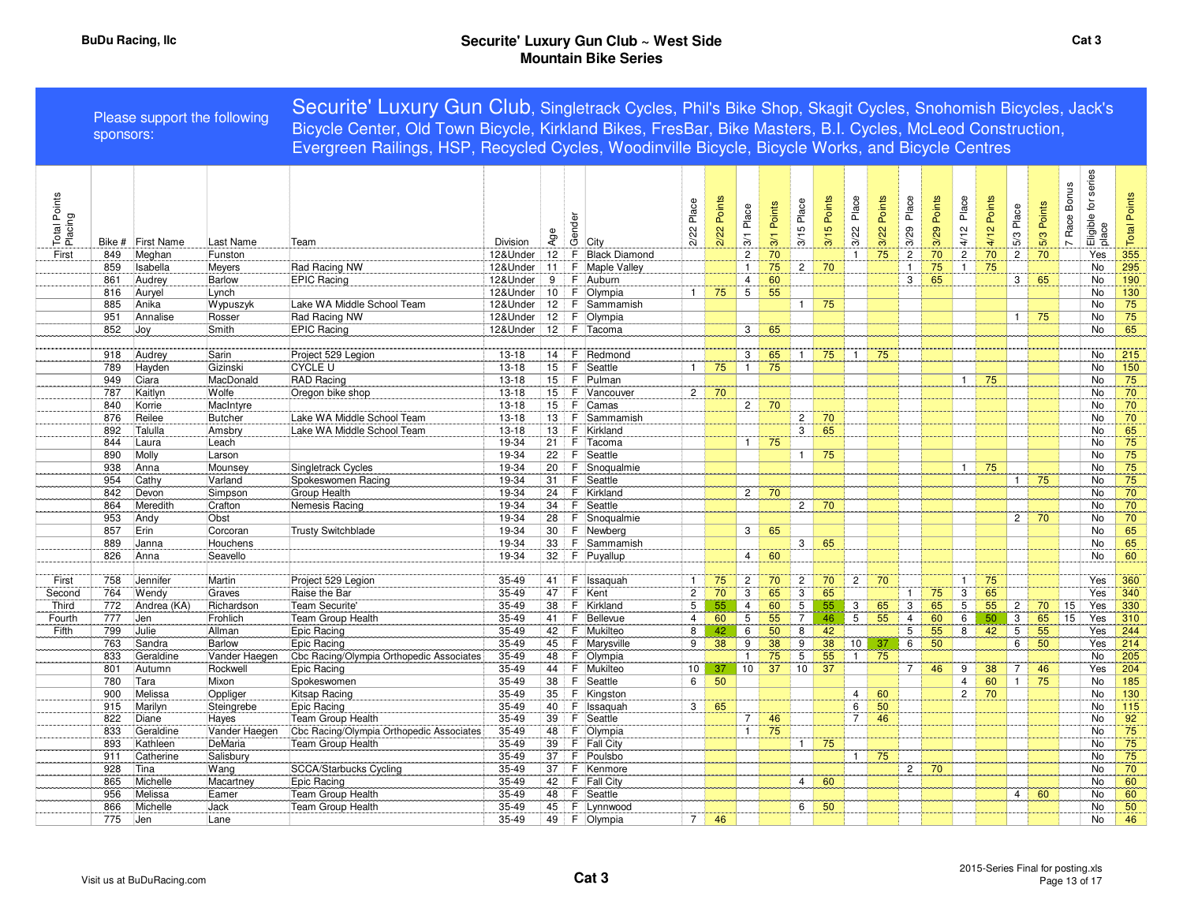# Securite' Luxury Gun Club ~ West Side Mountain Bike Series

**Cat 3**

Please support the following sponsors:

Securite' Luxury Gun Club, Singletrack Cycles, Phil's Bike Shop, Skagit Cycles, Snohomish Bicycles, Jack's Bicycle Center, Old Town Bicycle, Kirkland Bikes, FresBar, Bike Masters, B.I. Cycles, McLeod Construction, Evergreen Railings, HSP, Recycled Cycles, Woodinville Bicycle, Bicycle Works, and Bicycle Centres

| Total Points Placing | Bike # | First Name | Last Name | Team | Division | Age | Gender | City | 2/22 Place | 2/22 Points | 3/1 Place | 3/1 Points | 3/15 Place | 3/15 Points | 3/22 Place | 3/22 Points | 3/29 Place | 3/29 Points | 4/12 Place | 4/12 Points | 5/3 Place | 5/3 Points | 7 Race Bonus | Eligible for series place | Total Points |
|---|---|---|---|---|---|---|---|---|---|---|---|---|---|---|---|---|---|---|---|---|---|---|---|---|---|
| First | 849 | Meghan | Funston | | 12&Under | 12 | F | Black Diamond | | | 2 | 70 | | | 1 | 75 | 2 | 70 | 2 | 70 | 2 | 70 | | Yes | 355 |
| | 859 | Isabella | Meyers | Rad Racing NW | 12&Under | 11 | F | Maple Valley | | | 1 | 75 | 2 | 70 | | | 1 | 75 | 1 | 75 | | | | No | 295 |
| | 861 | Audrey | Barlow | EPIC Racing | 12&Under | 9 | F | Auburn | | | 4 | 60 | | | | | 3 | 65 | | | 3 | 65 | | No | 190 |
| | 816 | Auryel | Lynch | | 12&Under | 10 | F | Olympia | 1 | 75 | 5 | 55 | | | | | | | | | | | | No | 130 |
| | 885 | Anika | Wypuszyk | Lake WA Middle School Team | 12&Under | 12 | F | Sammamish | | | | | 1 | 75 | | | | | | | | | | No | 75 |
| | 951 | Annalise | Rosser | Rad Racing NW | 12&Under | 12 | F | Olympia | | | | | | | | | | | | | 1 | 75 | | No | 75 |
| | 852 | Joy | Smith | EPIC Racing | 12&Under | 12 | F | Tacoma | | | 3 | 65 | | | | | | | | | | | | No | 65 |
| | | | | | | | | | | | | | | | | | | | | | | | | | |
| | 918 | Audrey | Sarin | Project 529 Legion | 13-18 | 14 | F | Redmond | | | 3 | 65 | 1 | 75 | 1 | 75 | | | | | | | | No | 215 |
| | 789 | Hayden | Gizinski | CYCLE U | 13-18 | 15 | F | Seattle | 1 | 75 | 1 | 75 | | | | | | | | | | | | No | 150 |
| | 949 | Ciara | MacDonald | RAD Racing | 13-18 | 15 | F | Pulman | | | | | | | | | | | 1 | 75 | | | | No | 75 |
| | 787 | Kaitlyn | Wolfe | Oregon bike shop | 13-18 | 15 | F | Vancouver | 2 | 70 | | | | | | | | | | | | | | No | 70 |
| | 840 | Korrie | MacIntyre | | 13-18 | 15 | F | Camas | | | 2 | 70 | | | | | | | | | | | | No | 70 |
| | 876 | Reilee | Butcher | Lake WA Middle School Team | 13-18 | 13 | F | Sammamish | | | | | 2 | 70 | | | | | | | | | | No | 70 |
| | 892 | Talulla | Amsbry | Lake WA Middle School Team | 13-18 | 13 | F | Kirkland | | | | | 3 | 65 | | | | | | | | | | No | 65 |
| | 844 | Laura | Leach | | 19-34 | 21 | F | Tacoma | | | 1 | 75 | | | | | | | | | | | | No | 75 |
| | 890 | Molly | Larson | | 19-34 | 22 | F | Seattle | | | | | 1 | 75 | | | | | | | | | | No | 75 |
| | 938 | Anna | Mounsey | Singletrack Cycles | 19-34 | 20 | F | Snoqualmie | | | | | | | | | | | 1 | 75 | | | | No | 75 |
| | 954 | Cathy | Varland | Spokeswomen Racing | 19-34 | 31 | F | Seattle | | | | | | | | | | | | | 1 | 75 | | No | 75 |
| | 842 | Devon | Simpson | Group Health | 19-34 | 24 | F | Kirkland | | | 2 | 70 | | | | | | | | | | | | No | 70 |
| | 864 | Meredith | Crafton | Nemesis Racing | 19-34 | 34 | F | Seattle | | | | | 2 | 70 | | | | | | | | | | No | 70 |
| | 953 | Andy | Obst | | 19-34 | 28 | F | Snoqualmie | | | | | | | | | | | | | 2 | 70 | | No | 70 |
| | 857 | Erin | Corcoran | Trusty Switchblade | 19-34 | 30 | F | Newberg | | | 3 | 65 | | | | | | | | | | | | No | 65 |
| | 889 | Janna | Houchens | | 19-34 | 33 | F | Sammamish | | | | | 3 | 65 | | | | | | | | | | No | 65 |
| | 826 | Anna | Seavello | | 19-34 | 32 | F | Puyallup | | | 4 | 60 | | | | | | | | | | | | No | 60 |
| | | | | | | | | | | | | | | | | | | | | | | | | | |
| First | 758 | Jennifer | Martin | Project 529 Legion | 35-49 | 41 | F | Issaquah | 1 | 75 | 2 | 70 | 2 | 70 | 2 | 70 | | | 1 | 75 | | | | Yes | 360 |
| Second | 764 | Wendy | Graves | Raise the Bar | 35-49 | 47 | F | Kent | 2 | 70 | 3 | 65 | 3 | 65 | | | 1 | 75 | 3 | 65 | | | | Yes | 340 |
| Third | 772 | Andrea (KA) | Richardson | Team Securite' | 35-49 | 38 | F | Kirkland | 5 | 55 | 4 | 60 | 5 | 55 | 3 | 65 | 3 | 65 | 5 | 55 | 2 | 70 | 15 | Yes | 330 |
| Fourth | 777 | Jen | Frohlich | Team Group Health | 35-49 | 41 | F | Bellevue | 4 | 60 | 5 | 55 | 7 | 46 | 5 | 55 | 4 | 60 | 6 | 50 | 3 | 65 | 15 | Yes | 310 |
| Fifth | 799 | Julie | Allman | Epic Racing | 35-49 | 42 | F | Mukilteo | 8 | 42 | 6 | 50 | 8 | 42 | | | 5 | 55 | 8 | 42 | 5 | 55 | | Yes | 244 |
| | 763 | Sandra | Barlow | Epic Racing | 35-49 | 45 | F | Marysville | 9 | 38 | 9 | 38 | 9 | 38 | 10 | 37 | 6 | 50 | | | 6 | 50 | | Yes | 214 |
| | 833 | Geraldine | Vander Haegen | Cbc Racing/Olympia Orthopedic Associates | 35-49 | 48 | F | Olympia | | | 1 | 75 | 5 | 55 | 1 | 75 | | | | | | | | No | 205 |
| | 801 | Autumn | Rockwell | Epic Racing | 35-49 | 44 | F | Mukilteo | 10 | 37 | 10 | 37 | 10 | 37 | | | 7 | 46 | 9 | 38 | 7 | 46 | | Yes | 204 |
| | 780 | Tara | Mixon | Spokeswomen | 35-49 | 38 | F | Seattle | 6 | 50 | | | | | | | | | 4 | 60 | 1 | 75 | | No | 185 |
| | 900 | Melissa | Oppliger | Kitsap Racing | 35-49 | 35 | F | Kingston | | | | | | | 4 | 60 | | | 2 | 70 | | | | No | 130 |
| | 915 | Marilyn | Steingrebe | Epic Racing | 35-49 | 40 | F | Issaquah | 3 | 65 | | | | | 6 | 50 | | | | | | | | No | 115 |
| | 822 | Diane | Hayes | Team Group Health | 35-49 | 39 | F | Seattle | | | 7 | 46 | | | 7 | 46 | | | | | | | | No | 92 |
| | 833 | Geraldine | Vander Haegen | Cbc Racing/Olympia Orthopedic Associates | 35-49 | 48 | F | Olympia | | | 1 | 75 | | | | | | | | | | | | No | 75 |
| | 893 | Kathleen | DeMaria | Team Group Health | 35-49 | 39 | F | Fall City | | | | | 1 | 75 | | | | | | | | | | No | 75 |
| | 911 | Catherine | Salisbury | | 35-49 | 37 | F | Poulsbo | | | | | | | 1 | 75 | | | | | | | | No | 75 |
| | 928 | Tina | Wang | SCCA/Starbucks Cycling | 35-49 | 37 | F | Kenmore | | | | | | | | | 2 | 70 | | | | | | No | 70 |
| | 865 | Michelle | Macartney | Epic Racing | 35-49 | 42 | F | Fall City | | | | | 4 | 60 | | | | | | | | | | No | 60 |
| | 956 | Melissa | Eamer | Team Group Health | 35-49 | 48 | F | Seattle | | | | | | | | | | | | | 4 | 60 | | No | 60 |
| | 866 | Michelle | Jack | Team Group Health | 35-49 | 45 | F | Lynnwood | | | | | 6 | 50 | | | | | | | | | | No | 50 |
| | 775 | Jen | Lane | | 35-49 | 49 | F | Olympia | 7 | 46 | | | | | | | | | | | | | | No | 46 |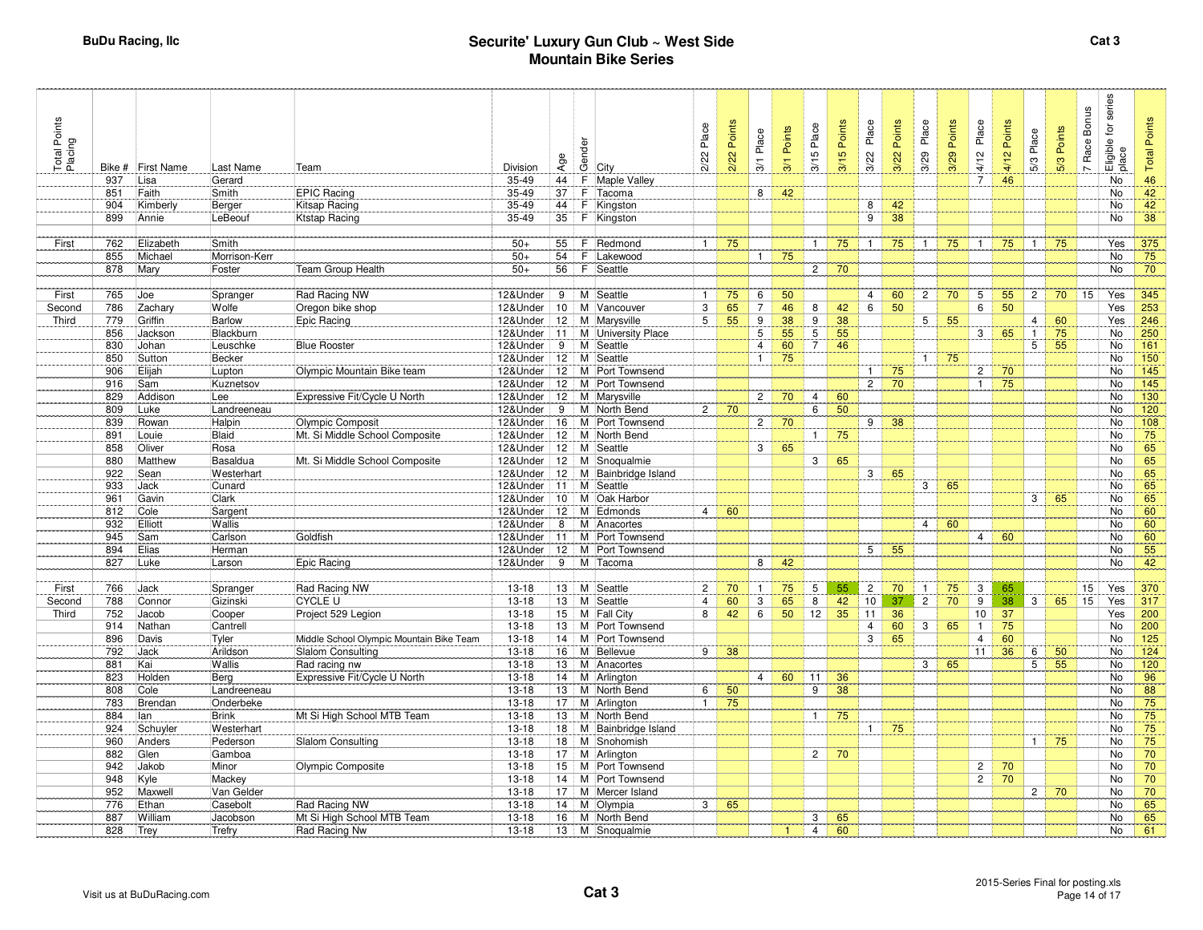**BuDu Racing, llc**

# Securite' Luxury Gun Club ~ West Side Mountain Bike Series

**Cat 3**

| Total Points Placing | Bike # | First Name | Last Name | Team | Division | Age | Gender | City | 2/22 Place | 2/22 Points | 3/1 Place | 3/1 Points | 3/15 Place | 3/15 Points | 3/22 Place | 3/22 Points | 3/29 Place | 3/29 Points | 4/12 Place | 4/12 Points | 5/3 Place | 5/3 Points | 7 Race Bonus | Eligible for series place | Total Points |
|---|---|---|---|---|---|---|---|---|---|---|---|---|---|---|---|---|---|---|---|---|---|---|---|---|---|
| | 937 | Lisa | Gerard | | 35-49 | 44 | F | Maple Valley | | | | | | | | | | | 7 | 46 | | | | No | 46 |
| | 851 | Faith | Smith | EPIC Racing | 35-49 | 37 | F | Tacoma | | | 8 | 42 | | | | | | | | | | | | No | 42 |
| | 904 | Kimberly | Berger | Kitsap Racing | 35-49 | 44 | F | Kingston | | | | | | | 8 | 42 | | | | | | | | No | 42 |
| | 899 | Annie | LeBeouf | Ktstap Racing | 35-49 | 35 | F | Kingston | | | | | | | 9 | 38 | | | | | | | | No | 38 |
| | | | | | | | | | | | | | | | | | | | | | | | | | |
| First | 762 | Elizabeth | Smith | | 50+ | 55 | F | Redmond | 1 | 75 | | | 1 | 75 | 1 | 75 | 1 | 75 | 1 | 75 | 1 | 75 | | Yes | 375 |
| | 855 | Michael | Morrison-Kerr | | 50+ | 54 | F | Lakewood | | | 1 | 75 | | | | | | | | | | | | No | 75 |
| | 878 | Mary | Foster | Team Group Health | 50+ | 56 | F | Seattle | | | | | 2 | 70 | | | | | | | | | | No | 70 |
| | | | | | | | | | | | | | | | | | | | | | | | | | |
| First | 765 | Joe | Spranger | Rad Racing NW | 12&Under | 9 | M | Seattle | 1 | 75 | 6 | 50 | | | 4 | 60 | 2 | 70 | 5 | 55 | 2 | 70 | 15 | Yes | 345 |
| Second | 786 | Zachary | Wolfe | Oregon bike shop | 12&Under | 10 | M | Vancouver | 3 | 65 | 7 | 46 | 8 | 42 | 6 | 50 | | | 6 | 50 | | | | Yes | 253 |
| Third | 779 | Griffin | Barlow | Epic Racing | 12&Under | 12 | M | Marysville | 5 | 55 | 9 | 38 | 9 | 38 | | | 5 | 55 | | | 4 | 60 | | Yes | 246 |
| | 856 | Jackson | Blackburn | | 12&Under | 11 | M | University Place | | | 5 | 55 | 5 | 55 | | | | | 3 | 65 | 1 | 75 | | No | 250 |
| | 830 | Johan | Leuschke | Blue Rooster | 12&Under | 9 | M | Seattle | | | 4 | 60 | 7 | 46 | | | | | | | 5 | 55 | | No | 161 |
| | 850 | Sutton | Becker | | 12&Under | 12 | M | Seattle | | | 1 | 75 | | | | | 1 | 75 | | | | | | No | 150 |
| | 906 | Elijah | Lupton | Olympic Mountain Bike team | 12&Under | 12 | M | Port Townsend | | | | | | | 1 | 75 | | | 2 | 70 | | | | No | 145 |
| | 916 | Sam | Kuznetsov | | 12&Under | 12 | M | Port Townsend | | | | | | | 2 | 70 | | | 1 | 75 | | | | No | 145 |
| | 829 | Addison | Lee | Expressive Fit/Cycle U North | 12&Under | 12 | M | Marysville | | | 2 | 70 | 4 | 60 | | | | | | | | | | No | 130 |
| | 809 | Luke | Landreeneau | | 12&Under | 9 | M | North Bend | 2 | 70 | | | 6 | 50 | | | | | | | | | | No | 120 |
| | 839 | Rowan | Halpin | Olympic Composit | 12&Under | 16 | M | Port Townsend | | | 2 | 70 | | | 9 | 38 | | | | | | | | No | 108 |
| | 891 | Louie | Blaid | Mt. Si Middle School Composite | 12&Under | 12 | M | North Bend | | | | | 1 | 75 | | | | | | | | | | No | 75 |
| | 858 | Oliver | Rosa | | 12&Under | 12 | M | Seattle | | | 3 | 65 | | | | | | | | | | | | No | 65 |
| | 880 | Matthew | Basaldua | Mt. Si Middle School Composite | 12&Under | 12 | M | Snoqualmie | | | | | 3 | 65 | | | | | | | | | | No | 65 |
| | 922 | Sean | Westerhart | | 12&Under | 12 | M | Bainbridge Island | | | | | | | 3 | 65 | | | | | | | | No | 65 |
| | 933 | Jack | Cunard | | 12&Under | 11 | M | Seattle | | | | | | | | | 3 | 65 | | | | | | No | 65 |
| | 961 | Gavin | Clark | | 12&Under | 10 | M | Oak Harbor | | | | | | | | | | | | | 3 | 65 | | No | 65 |
| | 812 | Cole | Sargent | | 12&Under | 12 | M | Edmonds | 4 | 60 | | | | | | | | | | | | | | No | 60 |
| | 932 | Elliott | Wallis | | 12&Under | 8 | M | Anacortes | | | | | | | | | 4 | 60 | | | | | | No | 60 |
| | 945 | Sam | Carlson | Goldfish | 12&Under | 11 | M | Port Townsend | | | | | | | | | | | 4 | 60 | | | | No | 60 |
| | 894 | Elias | Herman | | 12&Under | 12 | M | Port Townsend | | | | | | | 5 | 55 | | | | | | | | No | 55 |
| | 827 | Luke | Larson | Epic Racing | 12&Under | 9 | M | Tacoma | | | 8 | 42 | | | | | | | | | | | | No | 42 |
| | | | | | | | | | | | | | | | | | | | | | | | | | |
| First | 766 | Jack | Spranger | Rad Racing NW | 13-18 | 13 | M | Seattle | 2 | 70 | 1 | 75 | 5 | 55 | 2 | 70 | 1 | 75 | 3 | 65 | | | 15 | Yes | 370 |
| Second | 788 | Connor | Gizinski | CYCLE U | 13-18 | 13 | M | Seattle | 4 | 60 | 3 | 65 | 8 | 42 | 10 | 37 | 2 | 70 | 9 | 38 | 3 | 65 | 15 | Yes | 317 |
| Third | 752 | Jacob | Cooper | Project 529 Legion | 13-18 | 15 | M | Fall City | 8 | 42 | 6 | 50 | 12 | 35 | 11 | 36 | | | 10 | 37 | | | | Yes | 200 |
| | 914 | Nathan | Cantrell | | 13-18 | 13 | M | Port Townsend | | | | | | | 4 | 60 | 3 | 65 | 1 | 75 | | | | No | 200 |
| | 896 | Davis | Tyler | Middle School Olympic Mountain Bike Team | 13-18 | 14 | M | Port Townsend | | | | | | | 3 | 65 | | | 4 | 60 | | | | No | 125 |
| | 792 | Jack | Arildson | Slalom Consulting | 13-18 | 16 | M | Bellevue | 9 | 38 | | | | | | | | | 11 | 36 | 6 | 50 | | No | 124 |
| | 881 | Kai | Wallis | Rad racing nw | 13-18 | 13 | M | Anacortes | | | | | | | | | 3 | 65 | | | 5 | 55 | | No | 120 |
| | 823 | Holden | Berg | Expressive Fit/Cycle U North | 13-18 | 14 | M | Arlington | | | 4 | 60 | 11 | 36 | | | | | | | | | | No | 96 |
| | 808 | Cole | Landreeneau | | 13-18 | 13 | M | North Bend | 6 | 50 | | | 9 | 38 | | | | | | | | | | No | 88 |
| | 783 | Brendan | Onderbeke | | 13-18 | 17 | M | Arlington | 1 | 75 | | | | | | | | | | | | | | No | 75 |
| | 884 | Ian | Brink | Mt Si High School MTB Team | 13-18 | 13 | M | North Bend | | | | | 1 | 75 | | | | | | | | | | No | 75 |
| | 924 | Schuyler | Westerhart | | 13-18 | 18 | M | Bainbridge Island | | | | | | | 1 | 75 | | | | | | | | No | 75 |
| | 960 | Anders | Pederson | Slalom Consulting | 13-18 | 18 | M | Snohomish | | | | | | | | | | | | | 1 | 75 | | No | 75 |
| | 882 | Glen | Gamboa | | 13-18 | 17 | M | Arlington | | | | | 2 | 70 | | | | | | | | | | No | 70 |
| | 942 | Jakob | Minor | Olympic Composite | 13-18 | 15 | M | Port Townsend | | | | | | | | | | | 2 | 70 | | | | No | 70 |
| | 948 | Kyle | Mackey | | 13-18 | 14 | M | Port Townsend | | | | | | | | | | | 2 | 70 | | | | No | 70 |
| | 952 | Maxwell | Van Gelder | | 13-18 | 17 | M | Mercer Island | | | | | | | | | | | | | 2 | 70 | | No | 70 |
| | 776 | Ethan | Casebolt | Rad Racing NW | 13-18 | 14 | M | Olympia | 3 | 65 | | | | | | | | | | | | | | No | 65 |
| | 887 | William | Jacobson | Mt Si High School MTB Team | 13-18 | 16 | M | North Bend | | | | | 3 | 65 | | | | | | | | | | No | 65 |
| | 828 | Trey | Trefry | Rad Racing Nw | 13-18 | 13 | M | Snoqualmie | | | | 1 | 4 | 60 | | | | | | | | | | No | 61 |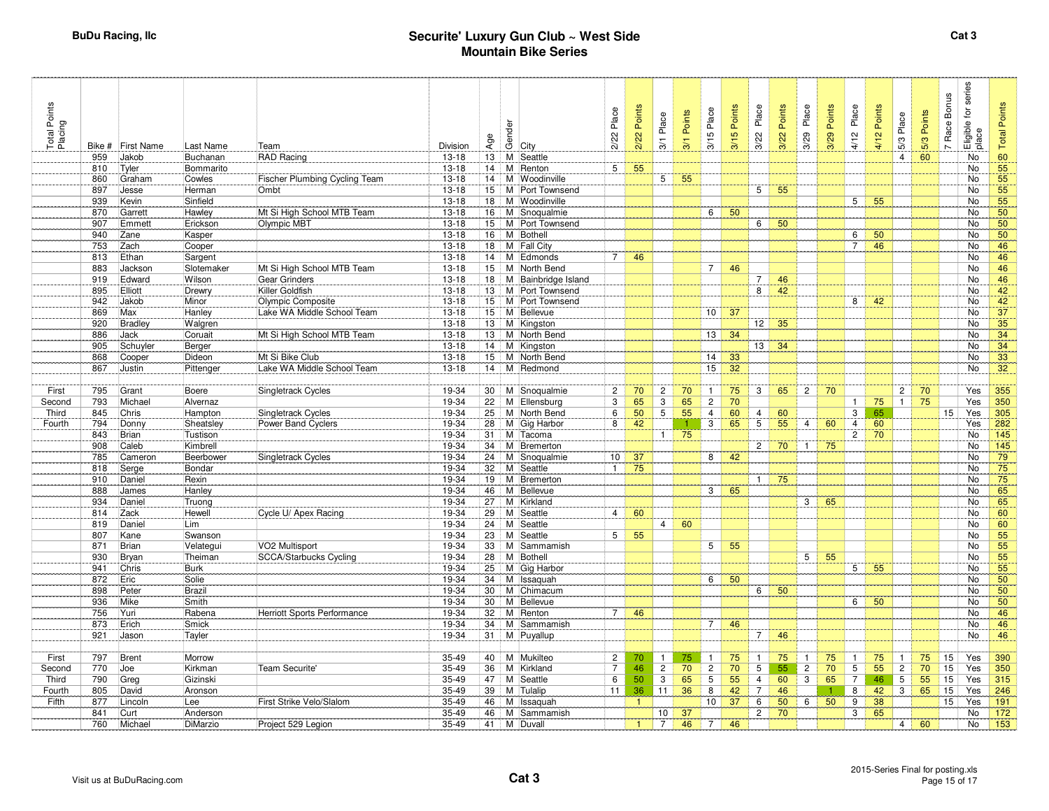BuDu Racing, llc

# Securite' Luxury Gun Club ~ West Side
## Mountain Bike Series

Cat 3

| Total Points Placing | Bike # | First Name | Last Name | Team | Division | Age | Gender | City | 2/22 Place | 2/22 Points | 3/1 Place | 3/1 Points | 3/15 Place | 3/15 Points | 3/22 Place | 3/22 Points | 3/29 Place | 3/29 Points | 4/12 Place | 4/12 Points | 5/3 Place | 5/3 Points | 7 Race Bonus | Eligible for series place | Total Points |
|---|---|---|---|---|---|---|---|---|---|---|---|---|---|---|---|---|---|---|---|---|---|---|---|---|---|
| | 959 | Jakob | Buchanan | RAD Racing | 13-18 | 13 | M | Seattle | | | | | | | | | | | | | 4 | 60 | | No | 60 |
| | 810 | Tyler | Bommarito | | 13-18 | 14 | M | Renton | 5 | 55 | | | | | | | | | | | | | | No | 55 |
| | 860 | Graham | Cowles | Fischer Plumbing Cycling Team | 13-18 | 14 | M | Woodinville | | | 5 | 55 | | | | | | | | | | | | No | 55 |
| | 897 | Jesse | Herman | Ombt | 13-18 | 15 | M | Port Townsend | | | | | | | 5 | 55 | | | | | | | | No | 55 |
| | 939 | Kevin | Sinfield | | 13-18 | 18 | M | Woodinville | | | | | | | | | | | 5 | 55 | | | | No | 55 |
| | 870 | Garrett | Hawley | Mt Si High School MTB Team | 13-18 | 16 | M | Snoqualmie | | | | | 6 | 50 | | | | | | | | | | No | 50 |
| | 907 | Emmett | Erickson | Olympic MBT | 13-18 | 15 | M | Port Townsend | | | | | | | 6 | 50 | | | | | | | | No | 50 |
| | 940 | Zane | Kasper | | 13-18 | 16 | M | Bothell | | | | | | | | | | | 6 | 50 | | | | No | 50 |
| | 753 | Zach | Cooper | | 13-18 | 18 | M | Fall City | | | | | | | | | | | 7 | 46 | | | | No | 46 |
| | 813 | Ethan | Sargent | | 13-18 | 14 | M | Edmonds | 7 | 46 | | | | | | | | | | | | | | No | 46 |
| | 883 | Jackson | Slotemaker | Mt Si High School MTB Team | 13-18 | 15 | M | North Bend | | | | | 7 | 46 | | | | | | | | | | No | 46 |
| | 919 | Edward | Wilson | Gear Grinders | 13-18 | 18 | M | Bainbridge Island | | | | | | | 7 | 46 | | | | | | | | No | 46 |
| | 895 | Elliott | Drewry | Killer Goldfish | 13-18 | 13 | M | Port Townsend | | | | | | | 8 | 42 | | | | | | | | No | 42 |
| | 942 | Jakob | Minor | Olympic Composite | 13-18 | 15 | M | Port Townsend | | | | | | | | | | | 8 | 42 | | | | No | 42 |
| | 869 | Max | Hanley | Lake WA Middle School Team | 13-18 | 15 | M | Bellevue | | | | | 10 | 37 | | | | | | | | | | No | 37 |
| | 920 | Bradley | Walgren | | 13-18 | 13 | M | Kingston | | | | | | | 12 | 35 | | | | | | | | No | 35 |
| | 886 | Jack | Coruait | Mt Si High School MTB Team | 13-18 | 13 | M | North Bend | | | | | 13 | 34 | | | | | | | | | | No | 34 |
| | 905 | Schuyler | Berger | | 13-18 | 14 | M | Kingston | | | | | | | 13 | 34 | | | | | | | | No | 34 |
| | 868 | Cooper | Dideon | Mt Si Bike Club | 13-18 | 15 | M | North Bend | | | | | 14 | 33 | | | | | | | | | | No | 33 |
| | 867 | Justin | Pittenger | Lake WA Middle School Team | 13-18 | 14 | M | Redmond | | | | | 15 | 32 | | | | | | | | | | No | 32 |
| | | | | | | | | | | | | | | | | | | | | | | | | | |
| First | 795 | Grant | Boere | Singletrack Cycles | 19-34 | 30 | M | Snoqualmie | 2 | 70 | 2 | 70 | 1 | 75 | 3 | 65 | 2 | 70 | | | 2 | 70 | | Yes | 355 |
| Second | 793 | Michael | Alvernaz | | 19-34 | 22 | M | Ellensburg | 3 | 65 | 3 | 65 | 2 | 70 | | | | | 1 | 75 | 1 | 75 | | Yes | 350 |
| Third | 845 | Chris | Hampton | Singletrack Cycles | 19-34 | 25 | M | North Bend | 6 | 50 | 5 | 55 | 4 | 60 | 4 | 60 | | | 3 | 65 | | | 15 | Yes | 305 |
| Fourth | 794 | Donny | Sheatsley | Power Band Cyclers | 19-34 | 28 | M | Gig Harbor | 8 | 42 | | 1 | 3 | 65 | 5 | 55 | 4 | 60 | 4 | 60 | | | | Yes | 282 |
| | 843 | Brian | Tustison | | 19-34 | 31 | M | Tacoma | | | 1 | 75 | | | | | | | 2 | 70 | | | | No | 145 |
| | 908 | Caleb | Kimbrell | | 19-34 | 34 | M | Bremerton | | | | | | | 2 | 70 | 1 | 75 | | | | | | No | 145 |
| | 785 | Cameron | Beerbower | Singletrack Cycles | 19-34 | 24 | M | Snoqualmie | 10 | 37 | | | 8 | 42 | | | | | | | | | | No | 79 |
| | 818 | Serge | Bondar | | 19-34 | 32 | M | Seattle | 1 | 75 | | | | | | | | | | | | | | No | 75 |
| | 910 | Daniel | Rexin | | 19-34 | 19 | M | Bremerton | | | | | | | 1 | 75 | | | | | | | | No | 75 |
| | 888 | James | Hanley | | 19-34 | 46 | M | Bellevue | | | | | 3 | 65 | | | | | | | | | | No | 65 |
| | 934 | Daniel | Truong | | 19-34 | 27 | M | Kirkland | | | | | | | | | 3 | 65 | | | | | | No | 65 |
| | 814 | Zack | Hewell | Cycle U/ Apex Racing | 19-34 | 29 | M | Seattle | 4 | 60 | | | | | | | | | | | | | | No | 60 |
| | 819 | Daniel | Lim | | 19-34 | 24 | M | Seattle | | | 4 | 60 | | | | | | | | | | | | No | 60 |
| | 807 | Kane | Swanson | | 19-34 | 23 | M | Seattle | 5 | 55 | | | | | | | | | | | | | | No | 55 |
| | 871 | Brian | Velategui | VO2 Multisport | 19-34 | 33 | M | Sammamish | | | | | 5 | 55 | | | | | | | | | | No | 55 |
| | 930 | Bryan | Theiman | SCCA/Starbucks Cycling | 19-34 | 28 | M | Bothell | | | | | | | | | 5 | 55 | | | | | | No | 55 |
| | 941 | Chris | Burk | | 19-34 | 25 | M | Gig Harbor | | | | | | | | | | | 5 | 55 | | | | No | 55 |
| | 872 | Eric | Solie | | 19-34 | 34 | M | Issaquah | | | | | 6 | 50 | | | | | | | | | | No | 50 |
| | 898 | Peter | Brazil | | 19-34 | 30 | M | Chimacum | | | | | | | 6 | 50 | | | | | | | | No | 50 |
| | 936 | Mike | Smith | | 19-34 | 30 | M | Bellevue | | | | | | | | | | | 6 | 50 | | | | No | 50 |
| | 756 | Yuri | Rabena | Herriott Sports Performance | 19-34 | 32 | M | Renton | 7 | 46 | | | | | | | | | | | | | | No | 46 |
| | 873 | Erich | Smick | | 19-34 | 34 | M | Sammamish | | | | | 7 | 46 | | | | | | | | | | No | 46 |
| | 921 | Jason | Tayler | | 19-34 | 31 | M | Puyallup | | | | | | | 7 | 46 | | | | | | | | No | 46 |
| | | | | | | | | | | | | | | | | | | | | | | | | | |
| First | 797 | Brent | Morrow | | 35-49 | 40 | M | Mukilteo | 2 | 70 | 1 | 75 | 1 | 75 | 1 | 75 | 1 | 75 | 1 | 75 | 1 | 75 | 15 | Yes | 390 |
| Second | 770 | Joe | Kirkman | Team Securite' | 35-49 | 36 | M | Kirkland | 7 | 46 | 2 | 70 | 2 | 70 | 5 | 55 | 2 | 70 | 5 | 55 | 2 | 70 | 15 | Yes | 350 |
| Third | 790 | Greg | Gizinski | | 35-49 | 47 | M | Seattle | 6 | 50 | 3 | 65 | 5 | 55 | 4 | 60 | 3 | 65 | 7 | 46 | 5 | 55 | 15 | Yes | 315 |
| Fourth | 805 | David | Aronson | | 35-49 | 39 | M | Tulalip | 11 | 36 | 11 | 36 | 8 | 42 | 7 | 46 | | 1 | 8 | 42 | 3 | 65 | 15 | Yes | 246 |
| Fifth | 877 | Lincoln | Lee | First Strike Velo/Slalom | 35-49 | 46 | M | Issaquah | | 1 | | | 10 | 37 | 6 | 50 | 6 | 50 | 9 | 38 | | | 15 | Yes | 191 |
| | 841 | Curt | Anderson | | 35-49 | 46 | M | Sammamish | | | 10 | 37 | | | 2 | 70 | | | 3 | 65 | | | | No | 172 |
| | 760 | Michael | DiMarzio | Project 529 Legion | 35-49 | 41 | M | Duvall | | 1 | 7 | 46 | 7 | 46 | | | | | | | 4 | 60 | | No | 153 |

Visit us at BuDuRacing.com

Cat 3

2015-Series Final for posting.xls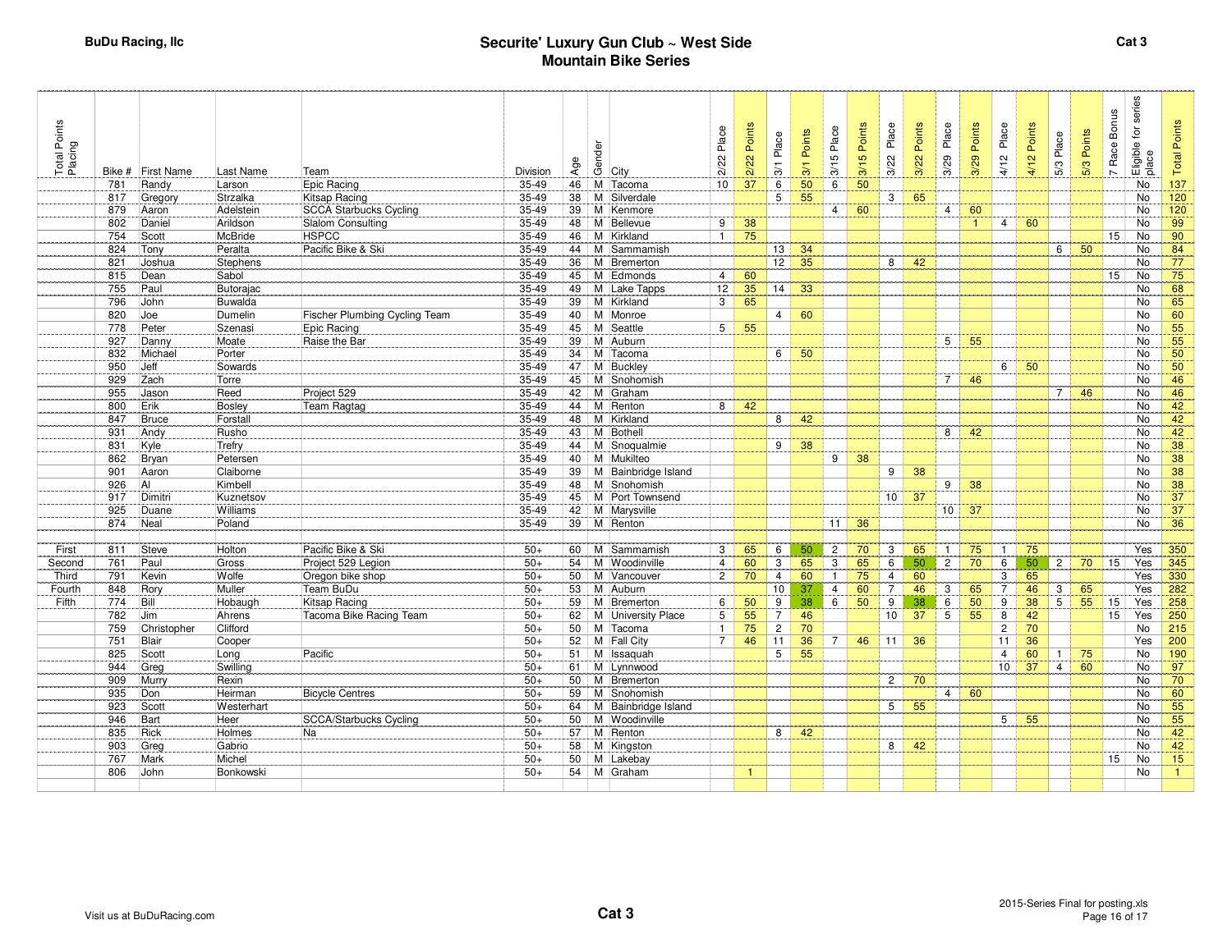BuDu Racing, llc

# Securite' Luxury Gun Club ~ West Side
## Mountain Bike Series

Cat 3

| Total Points Placing | Bike # | First Name | Last Name | Team | Division | Age | Gender | City | 2/22 Place | 2/22 Points | 3/1 Place | 3/1 Points | 3/15 Place | 3/15 Points | 3/22 Place | 3/22 Points | 3/29 Place | 3/29 Points | 4/12 Place | 4/12 Points | 5/3 Place | 5/3 Points | 7 Race Bonus | Eligible for series place | Total Points |
|---|---|---|---|---|---|---|---|---|---|---|---|---|---|---|---|---|---|---|---|---|---|---|---|---|---|
| | 781 | Randy | Larson | Epic Racing | 35-49 | 46 | M | Tacoma | 10 | 37 | 6 | 50 | 6 | 50 | | | | | | | | | | No | 137 |
| | 817 | Gregory | Strzalka | Kitsap Racing | 35-49 | 38 | M | Silverdale | | | 5 | 55 | | | 3 | 65 | | | | | | | | No | 120 |
| | 879 | Aaron | Adelstein | SCCA Starbucks Cycling | 35-49 | 39 | M | Kenmore | | | | | 4 | 60 | | | 4 | 60 | | | | | | No | 120 |
| | 802 | Daniel | Arildson | Slalom Consulting | 35-49 | 48 | M | Bellevue | 9 | 38 | | | | | | | | 1 | 4 | 60 | | | | No | 99 |
| | 754 | Scott | McBride | HSPCC | 35-49 | 46 | M | Kirkland | 1 | 75 | | | | | | | | | | | | | 15 | No | 90 |
| | 824 | Tony | Peralta | Pacific Bike & Ski | 35-49 | 44 | M | Sammamish | | | 13 | 34 | | | | | | | | | 6 | 50 | | No | 84 |
| | 821 | Joshua | Stephens | | 35-49 | 36 | M | Bremerton | | | 12 | 35 | | | 8 | 42 | | | | | | | | No | 77 |
| | 815 | Dean | Sabol | | 35-49 | 45 | M | Edmonds | 4 | 60 | | | | | | | | | | | | | 15 | No | 75 |
| | 755 | Paul | Butorajac | | 35-49 | 49 | M | Lake Tapps | 12 | 35 | 14 | 33 | | | | | | | | | | | | No | 68 |
| | 796 | John | Buwalda | | 35-49 | 39 | M | Kirkland | 3 | 65 | | | | | | | | | | | | | | No | 65 |
| | 820 | Joe | Dumelin | Fischer Plumbing Cycling Team | 35-49 | 40 | M | Monroe | | | 4 | 60 | | | | | | | | | | | | No | 60 |
| | 778 | Peter | Szenasi | Epic Racing | 35-49 | 45 | M | Seattle | 5 | 55 | | | | | | | | | | | | | | No | 55 |
| | 927 | Danny | Moate | Raise the Bar | 35-49 | 39 | M | Auburn | | | | | | | | | 5 | 55 | | | | | | No | 55 |
| | 832 | Michael | Porter | | 35-49 | 34 | M | Tacoma | | | 6 | 50 | | | | | | | | | | | | No | 50 |
| | 950 | Jeff | Sowards | | 35-49 | 47 | M | Buckley | | | | | | | | | | | 6 | 50 | | | | No | 50 |
| | 929 | Zach | Torre | | 35-49 | 45 | M | Snohomish | | | | | | | | | 7 | 46 | | | | | | No | 46 |
| | 955 | Jason | Reed | Project 529 | 35-49 | 42 | M | Graham | | | | | | | | | | | | | 7 | 46 | | No | 46 |
| | 800 | Erik | Bosley | Team Ragtag | 35-49 | 44 | M | Renton | 8 | 42 | | | | | | | | | | | | | | No | 42 |
| | 847 | Bruce | Forstall | | 35-49 | 48 | M | Kirkland | | | 8 | 42 | | | | | | | | | | | | No | 42 |
| | 931 | Andy | Rusho | | 35-49 | 43 | M | Bothell | | | | | | | | | 8 | 42 | | | | | | No | 42 |
| | 831 | Kyle | Trefry | | 35-49 | 44 | M | Snoqualmie | | | 9 | 38 | | | | | | | | | | | | No | 38 |
| | 862 | Bryan | Petersen | | 35-49 | 40 | M | Mukilteo | | | | | 9 | 38 | | | | | | | | | | No | 38 |
| | 901 | Aaron | Claiborne | | 35-49 | 39 | M | Bainbridge Island | | | | | | | 9 | 38 | | | | | | | | No | 38 |
| | 926 | Al | Kimbell | | 35-49 | 48 | M | Snohomish | | | | | | | | | 9 | 38 | | | | | | No | 38 |
| | 917 | Dimitri | Kuznetsov | | 35-49 | 45 | M | Port Townsend | | | | | | | 10 | 37 | | | | | | | | No | 37 |
| | 925 | Duane | Williams | | 35-49 | 42 | M | Marysville | | | | | | | | | 10 | 37 | | | | | | No | 37 |
| | 874 | Neal | Poland | | 35-49 | 39 | M | Renton | | | | | 11 | 36 | | | | | | | | | | No | 36 |
| | | | | | | | | | | | | | | | | | | | | | | | | | |
| First | 811 | Steve | Holton | Pacific Bike & Ski | 50+ | 60 | M | Sammamish | 3 | 65 | 6 | 50 | 2 | 70 | 3 | 65 | 1 | 75 | 1 | 75 | | | | Yes | 350 |
| Second | 761 | Paul | Gross | Project 529 Legion | 50+ | 54 | M | Woodinville | 4 | 60 | 3 | 65 | 3 | 65 | 6 | 50 | 2 | 70 | 6 | 50 | 2 | 70 | 15 | Yes | 345 |
| Third | 791 | Kevin | Wolfe | Oregon bike shop | 50+ | 50 | M | Vancouver | 2 | 70 | 4 | 60 | 1 | 75 | 4 | 60 | | | 3 | 65 | | | | Yes | 330 |
| Fourth | 848 | Rory | Muller | Team BuDu | 50+ | 53 | M | Auburn | | | 10 | 37 | 4 | 60 | 7 | 46 | 3 | 65 | 7 | 46 | 3 | 65 | | Yes | 282 |
| Fifth | 774 | Bill | Hobaugh | Kitsap Racing | 50+ | 59 | M | Bremerton | 6 | 50 | 9 | 38 | 6 | 50 | 9 | 38 | 6 | 50 | 9 | 38 | 5 | 55 | 15 | Yes | 258 |
| | 782 | Jim | Ahrens | Tacoma Bike Racing Team | 50+ | 62 | M | University Place | 5 | 55 | 7 | 46 | | | 10 | 37 | 5 | 55 | 8 | 42 | | | 15 | Yes | 250 |
| | 759 | Christopher | Clifford | | 50+ | 50 | M | Tacoma | 1 | 75 | 2 | 70 | | | | | | | 2 | 70 | | | | No | 215 |
| | 751 | Blair | Cooper | | 50+ | 52 | M | Fall City | 7 | 46 | 11 | 36 | 7 | 46 | 11 | 36 | | | 11 | 36 | | | | Yes | 200 |
| | 825 | Scott | Long | Pacific | 50+ | 51 | M | Issaquah | | | 5 | 55 | | | | | | | 4 | 60 | 1 | 75 | | No | 190 |
| | 944 | Greg | Swilling | | 50+ | 61 | M | Lynnwood | | | | | | | | | | | 10 | 37 | 4 | 60 | | No | 97 |
| | 909 | Murry | Rexin | | 50+ | 50 | M | Bremerton | | | | | | | 2 | 70 | | | | | | | | No | 70 |
| | 935 | Don | Heirman | Bicycle Centres | 50+ | 59 | M | Snohomish | | | | | | | | | 4 | 60 | | | | | | No | 60 |
| | 923 | Scott | Westerhart | | 50+ | 64 | M | Bainbridge Island | | | | | | | 5 | 55 | | | | | | | | No | 55 |
| | 946 | Bart | Heer | SCCA/Starbucks Cycling | 50+ | 50 | M | Woodinville | | | | | | | | | | | 5 | 55 | | | | No | 55 |
| | 835 | Rick | Holmes | Na | 50+ | 57 | M | Renton | | | 8 | 42 | | | | | | | | | | | | No | 42 |
| | 903 | Greg | Gabrio | | 50+ | 58 | M | Kingston | | | | | | | 8 | 42 | | | | | | | | No | 42 |
| | 767 | Mark | Michel | | 50+ | 50 | M | Lakebay | | | | | | | | | | | | | | | 15 | No | 15 |
| | 806 | John | Bonkowski | | 50+ | 54 | M | Graham | | 1 | | | | | | | | | | | | | | No | 1 |

Visit us at BuDuRacing.com

Cat 3

2015-Series Final for posting.xls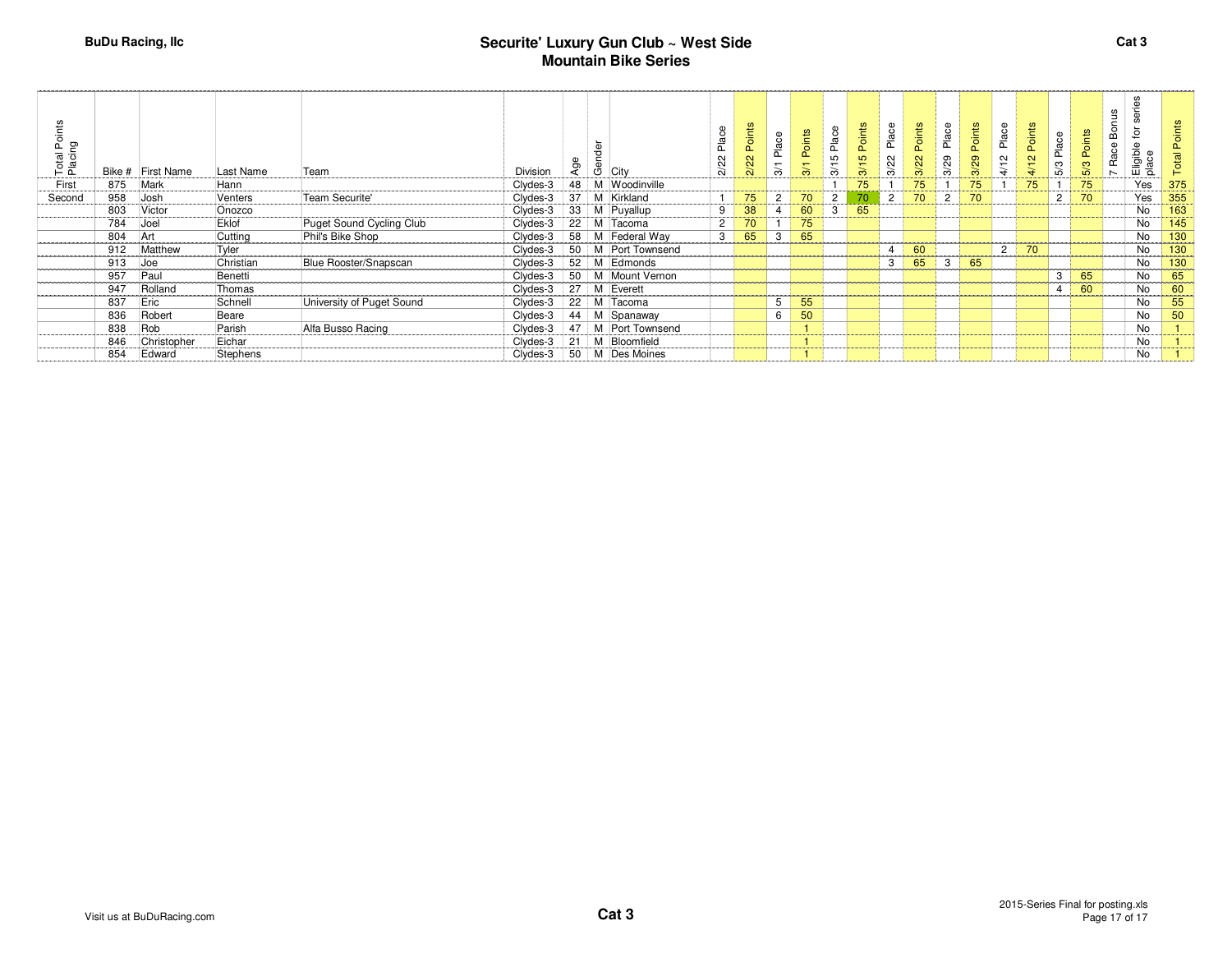BuDu Racing, llc

# Securite' Luxury Gun Club ~ West Side
## Mountain Bike Series

Cat 3

| Total Points Placing | Bike # | First Name | Last Name | Team | Division | Age | Gender | City | 2/22 Place | 2/22 Points | 3/1 Place | 3/1 Points | 3/15 Place | 3/15 Points | 3/22 Place | 3/22 Points | 3/29 Place | 3/29 Points | 4/12 Place | 4/12 Points | 5/3 Place | 5/3 Points | 7 Race Bonus | Eligible for series place | Total Points |
|---|---|---|---|---|---|---|---|---|---|---|---|---|---|---|---|---|---|---|---|---|---|---|---|---|---|
| First | 875 | Mark | Hann | | Clydes-3 | 48 | M | Woodinville | | | | | 1 | 75 | 1 | 75 | 1 | 75 | 1 | 75 | 1 | 75 | | Yes | 375 |
| Second | 958 | Josh | Venters | Team Securite' | Clydes-3 | 37 | M | Kirkland | 1 | 75 | 2 | 70 | 2 | 70 | 2 | 70 | 2 | 70 | | | 2 | 70 | | Yes | 355 |
| | 803 | Victor | Onozco | | Clydes-3 | 33 | M | Puyallup | 9 | 38 | 4 | 60 | 3 | 65 | | | | | | | | | | No | 163 |
| | 784 | Joel | Eklof | Puget Sound Cycling Club | Clydes-3 | 22 | M | Tacoma | 2 | 70 | 1 | 75 | | | | | | | | | | | | No | 145 |
| | 804 | Art | Cutting | Phil's Bike Shop | Clydes-3 | 58 | M | Federal Way | 3 | 65 | 3 | 65 | | | | | | | | | | | | No | 130 |
| | 912 | Matthew | Tyler | | Clydes-3 | 50 | M | Port Townsend | | | | | | | 4 | 60 | | | 2 | 70 | | | | No | 130 |
| | 913 | Joe | Christian | Blue Rooster/Snapscan | Clydes-3 | 52 | M | Edmonds | | | | | | | 3 | 65 | 3 | 65 | | | | | | No | 130 |
| | 957 | Paul | Benetti | | Clydes-3 | 50 | M | Mount Vernon | | | | | | | | | | | | | 3 | 65 | | No | 65 |
| | 947 | Rolland | Thomas | | Clydes-3 | 27 | M | Everett | | | | | | | | | | | | | 4 | 60 | | No | 60 |
| | 837 | Eric | Schnell | University of Puget Sound | Clydes-3 | 22 | M | Tacoma | | | 5 | 55 | | | | | | | | | | | | No | 55 |
| | 836 | Robert | Beare | | Clydes-3 | 44 | M | Spanaway | | | 6 | 50 | | | | | | | | | | | | No | 50 |
| | 838 | Rob | Parish | Alfa Busso Racing | Clydes-3 | 47 | M | Port Townsend | | | | 1 | | | | | | | | | | | | No | 1 |
| | 846 | Christopher | Eichar | | Clydes-3 | 21 | M | Bloomfield | | | | 1 | | | | | | | | | | | | No | 1 |
| | 854 | Edward | Stephens | | Clydes-3 | 50 | M | Des Moines | | | | 1 | | | | | | | | | | | | No | 1 |

Visit us at BuDuRacing.com

Cat 3

2015-Series Final for posting.xls